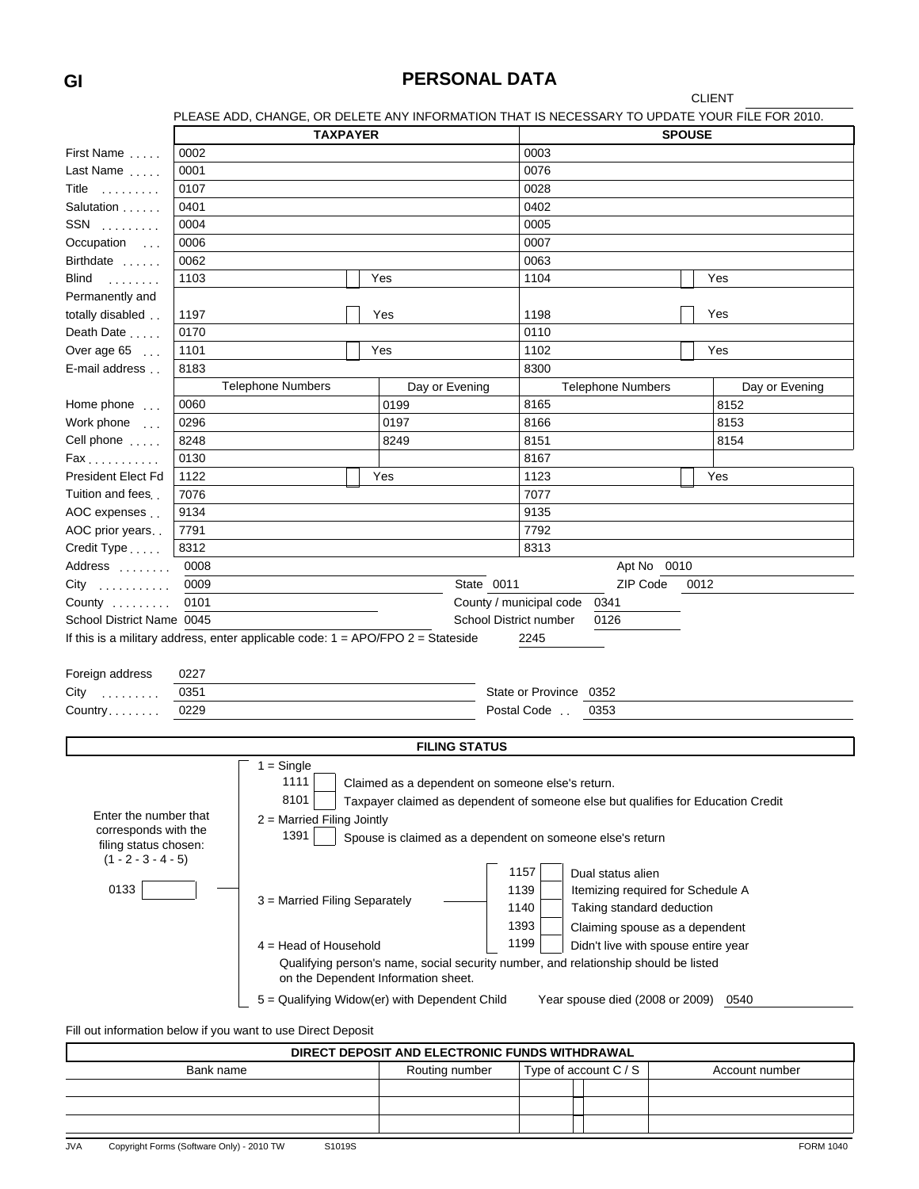GI

# PERSONAL DATA

CLIENT ______

PLEASE ADD, CHANGE, OR DELETE ANY INFORMATION THAT IS NECESSARY TO UPDATE YOUR FILE FOR 2010.

| | TAXPAYER | | SPOUSE | |
|---|---|---|---|---|
| First Name | 0002 | | 0003 | |
| Last Name | 0001 | | 0076 | |
| Title | 0107 | | 0028 | |
| Salutation | 0401 | | 0402 | |
| SSN | 0004 | | 0005 | |
| Occupation | 0006 | | 0007 | |
| Birthdate | 0062 | | 0063 | |
| Blind | 1103 | ☐ Yes | 1104 | ☐ Yes |
| Permanently and totally disabled | 1197 | ☐ Yes | 1198 | ☐ Yes |
| Death Date | 0170 | | 0110 | |
| Over age 65 | 1101 | ☐ Yes | 1102 | ☐ Yes |
| E-mail address | 8183 | | 8300 | |
| | Telephone Numbers | Day or Evening | Telephone Numbers | Day or Evening |
| Home phone | 0060 | 0199 | 8165 | 8152 |
| Work phone | 0296 | 0197 | 8166 | 8153 |
| Cell phone | 8248 | 8249 | 8151 | 8154 |
| Fax | 0130 | | 8167 | |
| President Elect Fd | 1122 | ☐ Yes | 1123 | ☐ Yes |
| Tuition and fees | 7076 | | 7077 | |
| AOC expenses | 9134 | | 9135 | |
| AOC prior years | 7791 | | 7792 | |
| Credit Type | 8312 | | 8313 | |

Address 0008 Apt No 0010

City 0009 State 0011 ZIP Code 0012

County 0101 County / municipal code 0341

School District Name 0045 School District number 0126

If this is a military address, enter applicable code: 1 = APO/FPO 2 = Stateside 2245

Foreign address 0227

City 0351 State or Province 0352

Country 0229 Postal Code 0353

## FILING STATUS

Enter the number that corresponds with the filing status chosen: (1 - 2 - 3 - 4 - 5)

0133 ☐

- 1 = Single
  - 1111 ☐ Claimed as a dependent on someone else's return.
  - 8101 ☐ Taxpayer claimed as dependent of someone else but qualifies for Education Credit
- 2 = Married Filing Jointly
  - 1391 ☐ Spouse is claimed as a dependent on someone else's return
- 3 = Married Filing Separately
  - 1157 ☐ Dual status alien
  - 1139 ☐ Itemizing required for Schedule A
  - 1140 ☐ Taking standard deduction
  - 1393 ☐ Claiming spouse as a dependent
  - 1199 ☐ Didn't live with spouse entire year
- 4 = Head of Household
  - Qualifying person's name, social security number, and relationship should be listed on the Dependent Information sheet.
- 5 = Qualifying Widow(er) with Dependent Child Year spouse died (2008 or 2009) 0540

Fill out information below if you want to use Direct Deposit

## DIRECT DEPOSIT AND ELECTRONIC FUNDS WITHDRAWAL

| Bank name | Routing number | Type of account C / S | Account number |
|---|---|---|---|
| | | | |
| | | | |
| | | | |

JVA Copyright Forms (Software Only) - 2010 TW S1019S FORM 1040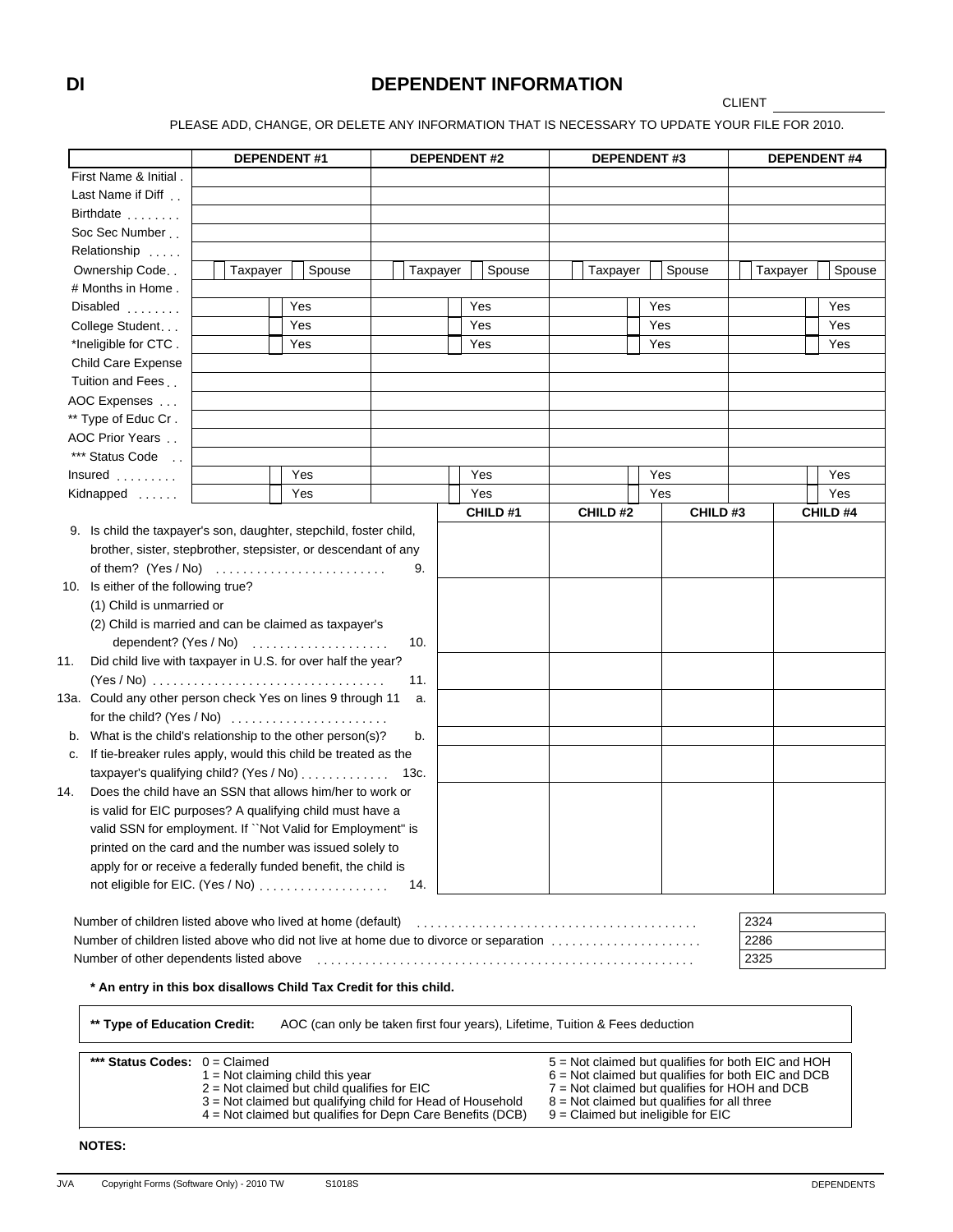# DI DEPENDENT INFORMATION

CLIENT \_\_\_\_\_\_\_\_\_\_\_\_\_\_\_

PLEASE ADD, CHANGE, OR DELETE ANY INFORMATION THAT IS NECESSARY TO UPDATE YOUR FILE FOR 2010.

| | DEPENDENT #1 | DEPENDENT #2 | DEPENDENT #3 | DEPENDENT #4 |
|---|---|---|---|---|
| First Name & Initial | | | | |
| Last Name if Diff | | | | |
| Birthdate | | | | |
| Soc Sec Number | | | | |
| Relationship | | | | |
| Ownership Code | Taxpayer / Spouse | Taxpayer / Spouse | Taxpayer / Spouse | Taxpayer / Spouse |
| # Months in Home | | | | |
| Disabled | Yes | Yes | Yes | Yes |
| College Student | Yes | Yes | Yes | Yes |
| *Ineligible for CTC | Yes | Yes | Yes | Yes |
| Child Care Expense | | | | |
| Tuition and Fees | | | | |
| AOC Expenses | | | | |
| ** Type of Educ Cr | | | | |
| AOC Prior Years | | | | |
| *** Status Code | | | | |
| Insured | Yes | Yes | Yes | Yes |
| Kidnapped | Yes | Yes | Yes | Yes |

| | CHILD #1 | CHILD #2 | CHILD #3 | CHILD #4 |
|---|---|---|---|---|
| 9. Is child the taxpayer's son, daughter, stepchild, foster child, brother, sister, stepbrother, stepsister, or descendant of any of them? (Yes / No) 9. | | | | |
| 10. Is either of the following true? (1) Child is unmarried or (2) Child is married and can be claimed as taxpayer's dependent? (Yes / No) 10. | | | | |
| 11. Did child live with taxpayer in U.S. for over half the year? (Yes / No) 11. | | | | |
| 13a. Could any other person check Yes on lines 9 through 11 for the child? (Yes / No) a. | | | | |
| b. What is the child's relationship to the other person(s)? b. | | | | |
| c. If tie-breaker rules apply, would this child be treated as the taxpayer's qualifying child? (Yes / No) 13c. | | | | |
| 14. Does the child have an SSN that allows him/her to work or is valid for EIC purposes? A qualifying child must have a valid SSN for employment. If ``Not Valid for Employment'' is printed on the card and the number was issued solely to apply for or receive a federally funded benefit, the child is not eligible for EIC. (Yes / No) 14. | | | | |

| | |
|---|---|
| Number of children listed above who lived at home (default) | 2324 |
| Number of children listed above who did not live at home due to divorce or separation | 2286 |
| Number of other dependents listed above | 2325 |

**\* An entry in this box disallows Child Tax Credit for this child.**

**\*\* Type of Education Credit:** AOC (can only be taken first four years), Lifetime, Tuition & Fees deduction

**\*\*\* Status Codes:**
- 0 = Claimed
- 1 = Not claiming child this year
- 2 = Not claimed but child qualifies for EIC
- 3 = Not claimed but qualifying child for Head of Household
- 4 = Not claimed but qualifies for Depn Care Benefits (DCB)
- 5 = Not claimed but qualifies for both EIC and HOH
- 6 = Not claimed but qualifies for both EIC and DCB
- 7 = Not claimed but qualifies for HOH and DCB
- 8 = Not claimed but qualifies for all three
- 9 = Claimed but ineligible for EIC

**NOTES:**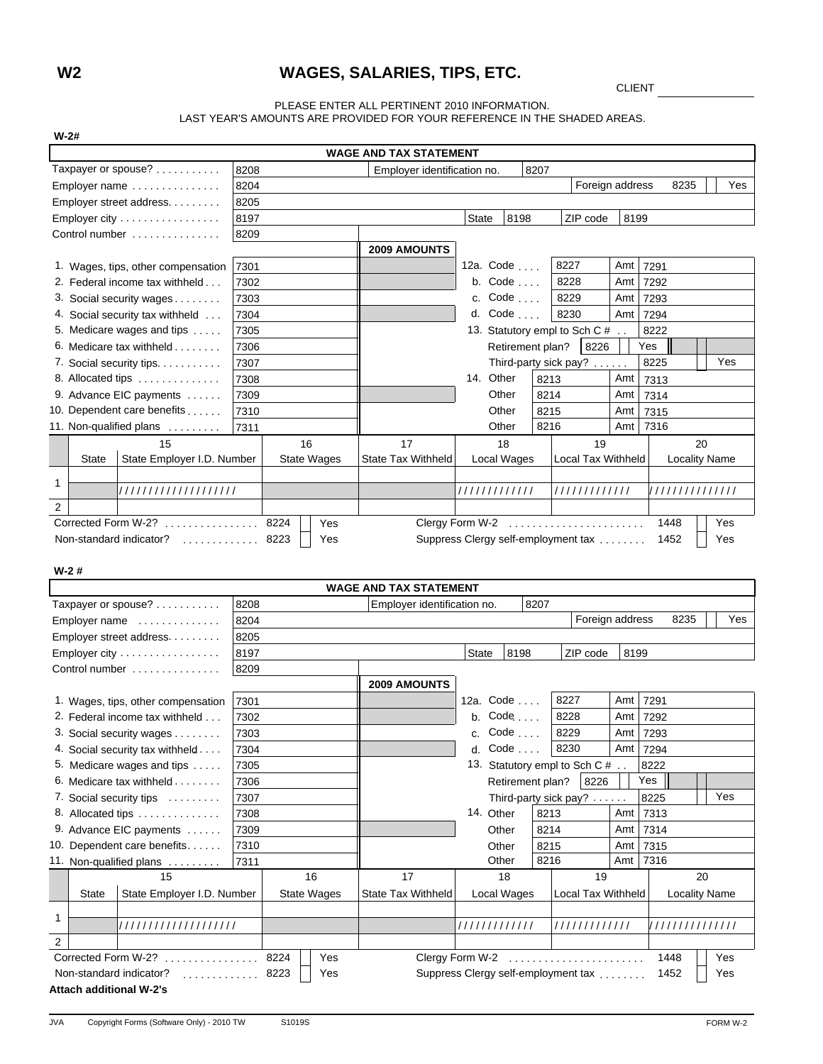# W2

## WAGES, SALARIES, TIPS, ETC.

CLIENT ______________

PLEASE ENTER ALL PERTINENT 2010 INFORMATION.
LAST YEAR'S AMOUNTS ARE PROVIDED FOR YOUR REFERENCE IN THE SHADED AREAS.

**W-2#**

**WAGE AND TAX STATEMENT**

| | | | |
|---|---|---|---|
| Taxpayer or spouse? | 8208 | Employer identification no. | 8207 |
| Employer name | 8204 | Foreign address 8235 | Yes |
| Employer street address | 8205 | | |
| Employer city | 8197 | State 8198 | ZIP code 8199 |
| Control number | 8209 | | |

| | | 2009 AMOUNTS | | | |
|---|---|---|---|---|---|
| 1. Wages, tips, other compensation | 7301 | | 12a. Code 8227 | Amt | 7291 |
| 2. Federal income tax withheld | 7302 | | b. Code 8228 | Amt | 7292 |
| 3. Social security wages | 7303 | | c. Code 8229 | Amt | 7293 |
| 4. Social security tax withheld | 7304 | | d. Code 8230 | Amt | 7294 |
| 5. Medicare wages and tips | 7305 | | 13. Statutory empl to Sch C # | | 8222 |
| 6. Medicare tax withheld | 7306 | | Retirement plan? 8226 | | Yes |
| 7. Social security tips | 7307 | | Third-party sick pay? | 8225 | Yes |
| 8. Allocated tips | 7308 | | 14. Other 8213 | Amt | 7313 |
| 9. Advance EIC payments | 7309 | | Other 8214 | Amt | 7314 |
| 10. Dependent care benefits | 7310 | | Other 8215 | Amt | 7315 |
| 11. Non-qualified plans | 7311 | | Other 8216 | Amt | 7316 |

| | 15 | | 16 | 17 | 18 | 19 | 20 |
|---|---|---|---|---|---|---|---|
| | State | State Employer I.D. Number | State Wages | State Tax Withheld | Local Wages | Local Tax Withheld | Locality Name |
| 1 | | | | | | | |
| | | /////////////////// | | | ///////////// | ///////////// | ////////////// |
| 2 | | | | | | | |

| | | | | | |
|---|---|---|---|---|---|
| Corrected Form W-2? | 8224 | Yes | Clergy Form W-2 | 1448 | Yes |
| Non-standard indicator? | 8223 | Yes | Suppress Clergy self-employment tax | 1452 | Yes |

**W-2 #**

**WAGE AND TAX STATEMENT**

| | | | |
|---|---|---|---|
| Taxpayer or spouse? | 8208 | Employer identification no. | 8207 |
| Employer name | 8204 | Foreign address 8235 | Yes |
| Employer street address | 8205 | | |
| Employer city | 8197 | State 8198 | ZIP code 8199 |
| Control number | 8209 | | |

| | | 2009 AMOUNTS | | | |
|---|---|---|---|---|---|
| 1. Wages, tips, other compensation | 7301 | | 12a. Code 8227 | Amt | 7291 |
| 2. Federal income tax withheld | 7302 | | b. Code 8228 | Amt | 7292 |
| 3. Social security wages | 7303 | | c. Code 8229 | Amt | 7293 |
| 4. Social security tax withheld | 7304 | | d. Code 8230 | Amt | 7294 |
| 5. Medicare wages and tips | 7305 | | 13. Statutory empl to Sch C # | | 8222 |
| 6. Medicare tax withheld | 7306 | | Retirement plan? 8226 | | Yes |
| 7. Social security tips | 7307 | | Third-party sick pay? | 8225 | Yes |
| 8. Allocated tips | 7308 | | 14. Other 8213 | Amt | 7313 |
| 9. Advance EIC payments | 7309 | | Other 8214 | Amt | 7314 |
| 10. Dependent care benefits | 7310 | | Other 8215 | Amt | 7315 |
| 11. Non-qualified plans | 7311 | | Other 8216 | Amt | 7316 |

| | 15 | | 16 | 17 | 18 | 19 | 20 |
|---|---|---|---|---|---|---|---|
| | State | State Employer I.D. Number | State Wages | State Tax Withheld | Local Wages | Local Tax Withheld | Locality Name |
| 1 | | | | | | | |
| | | /////////////////// | | | ///////////// | ///////////// | ////////////// |
| 2 | | | | | | | |

| | | | | | |
|---|---|---|---|---|---|
| Corrected Form W-2? | 8224 | Yes | Clergy Form W-2 | 1448 | Yes |
| Non-standard indicator? | 8223 | Yes | Suppress Clergy self-employment tax | 1452 | Yes |

**Attach additional W-2's**

JVA Copyright Forms (Software Only) - 2010 TW S1019S FORM W-2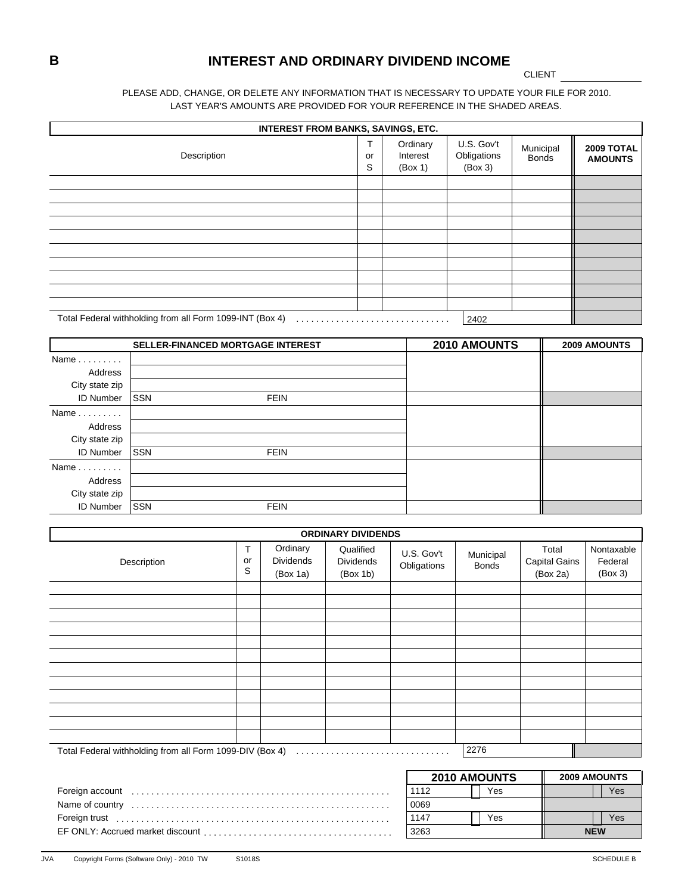**B**

# INTEREST AND ORDINARY DIVIDEND INCOME

CLIENT ____________

PLEASE ADD, CHANGE, OR DELETE ANY INFORMATION THAT IS NECESSARY TO UPDATE YOUR FILE FOR 2010.
LAST YEAR'S AMOUNTS ARE PROVIDED FOR YOUR REFERENCE IN THE SHADED AREAS.

| INTEREST FROM BANKS, SAVINGS, ETC. | | | | | |
|---|---|---|---|---|---|
| Description | T or S | Ordinary Interest (Box 1) | U.S. Gov't Obligations (Box 3) | Municipal Bonds | **2009 TOTAL AMOUNTS** |
| | | | | | |
| | | | | | |
| | | | | | |
| | | | | | |
| | | | | | |
| | | | | | |
| | | | | | |
| | | | | | |
| | | | | | |
| | | | | | |
| Total Federal withholding from all Form 1099-INT (Box 4) . . . . . . . . . . . . . . . . . . . . . . . . . . . . . . | | | 2402 | | |

| SELLER-FINANCED MORTGAGE INTEREST | | | 2010 AMOUNTS | 2009 AMOUNTS |
|---|---|---|---|---|
| Name . . . . . . . . . | | | | |
| Address | | | | |
| City state zip | | | | |
| ID Number | SSN | FEIN | | |
| Name . . . . . . . . . | | | | |
| Address | | | | |
| City state zip | | | | |
| ID Number | SSN | FEIN | | |
| Name . . . . . . . . . | | | | |
| Address | | | | |
| City state zip | | | | |
| ID Number | SSN | FEIN | | |

| ORDINARY DIVIDENDS | | | | | | | |
|---|---|---|---|---|---|---|---|
| Description | T or S | Ordinary Dividends (Box 1a) | Qualified Dividends (Box 1b) | U.S. Gov't Obligations | Municipal Bonds | Total Capital Gains (Box 2a) | Nontaxable Federal (Box 3) |
| | | | | | | | |
| | | | | | | | |
| | | | | | | | |
| | | | | | | | |
| | | | | | | | |
| | | | | | | | |
| | | | | | | | |
| | | | | | | | |
| | | | | | | | |
| | | | | | | | |
| | | | | | | | |
| | | | | | | | |
| Total Federal withholding from all Form 1099-DIV (Box 4) . . . . . . . . . . . . . . . . . . . . . . . . . . . . . . | | | | | 2276 | | |

| | 2010 AMOUNTS | 2009 AMOUNTS |
|---|---|---|
| Foreign account . . . . . . . . . . . . . . . . . . . . . . . . . . . . . . . . . . . . . . . . . . . . . . . . . . . | 1112 ☐ Yes | ☐ Yes |
| Name of country . . . . . . . . . . . . . . . . . . . . . . . . . . . . . . . . . . . . . . . . . . . . . . . . . . . | 0069 | |
| Foreign trust . . . . . . . . . . . . . . . . . . . . . . . . . . . . . . . . . . . . . . . . . . . . . . . . . . . . . . | 1147 ☐ Yes | ☐ Yes |
| EF ONLY: Accrued market discount . . . . . . . . . . . . . . . . . . . . . . . . . . . . . . . . . . . . . | 3263 | **NEW** |

JVA Copyright Forms (Software Only) - 2010 TW S1018S SCHEDULE B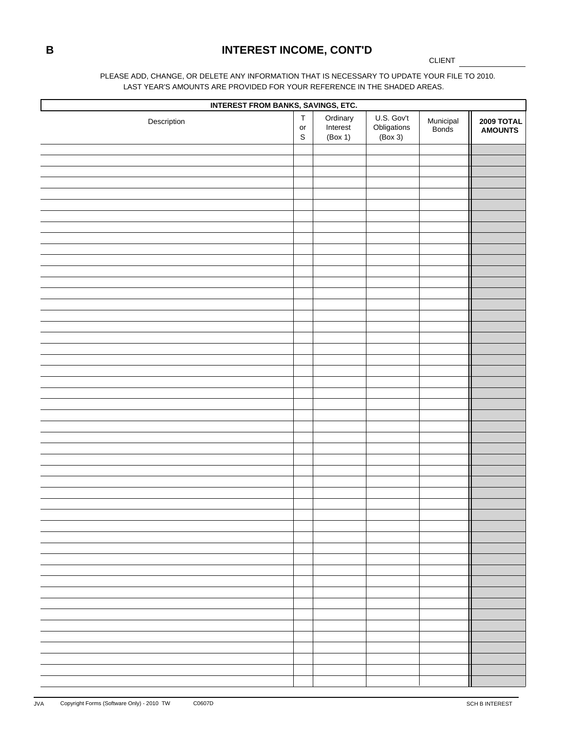**B**

# INTEREST INCOME, CONT'D

CLIENT ______________

PLEASE ADD, CHANGE, OR DELETE ANY INFORMATION THAT IS NECESSARY TO UPDATE YOUR FILE TO 2010.
LAST YEAR'S AMOUNTS ARE PROVIDED FOR YOUR REFERENCE IN THE SHADED AREAS.

| INTEREST FROM BANKS, SAVINGS, ETC. | | | | | |
|---|---|---|---|---|---|
| Description | T or S | Ordinary Interest (Box 1) | U.S. Gov't Obligations (Box 3) | Municipal Bonds | 2009 TOTAL AMOUNTS |
| | | | | | |
| | | | | | |
| | | | | | |
| | | | | | |
| | | | | | |
| | | | | | |
| | | | | | |
| | | | | | |
| | | | | | |
| | | | | | |
| | | | | | |
| | | | | | |
| | | | | | |
| | | | | | |
| | | | | | |
| | | | | | |
| | | | | | |
| | | | | | |
| | | | | | |
| | | | | | |
| | | | | | |
| | | | | | |
| | | | | | |
| | | | | | |
| | | | | | |
| | | | | | |
| | | | | | |
| | | | | | |
| | | | | | |
| | | | | | |
| | | | | | |
| | | | | | |
| | | | | | |
| | | | | | |
| | | | | | |
| | | | | | |
| | | | | | |
| | | | | | |
| | | | | | |
| | | | | | |
| | | | | | |
| | | | | | |
| | | | | | |
| | | | | | |
| | | | | | |
| | | | | | |
| | | | | | |
| | | | | | |
| | | | | | |

JVA Copyright Forms (Software Only) - 2010 TW C0607D SCH B INTEREST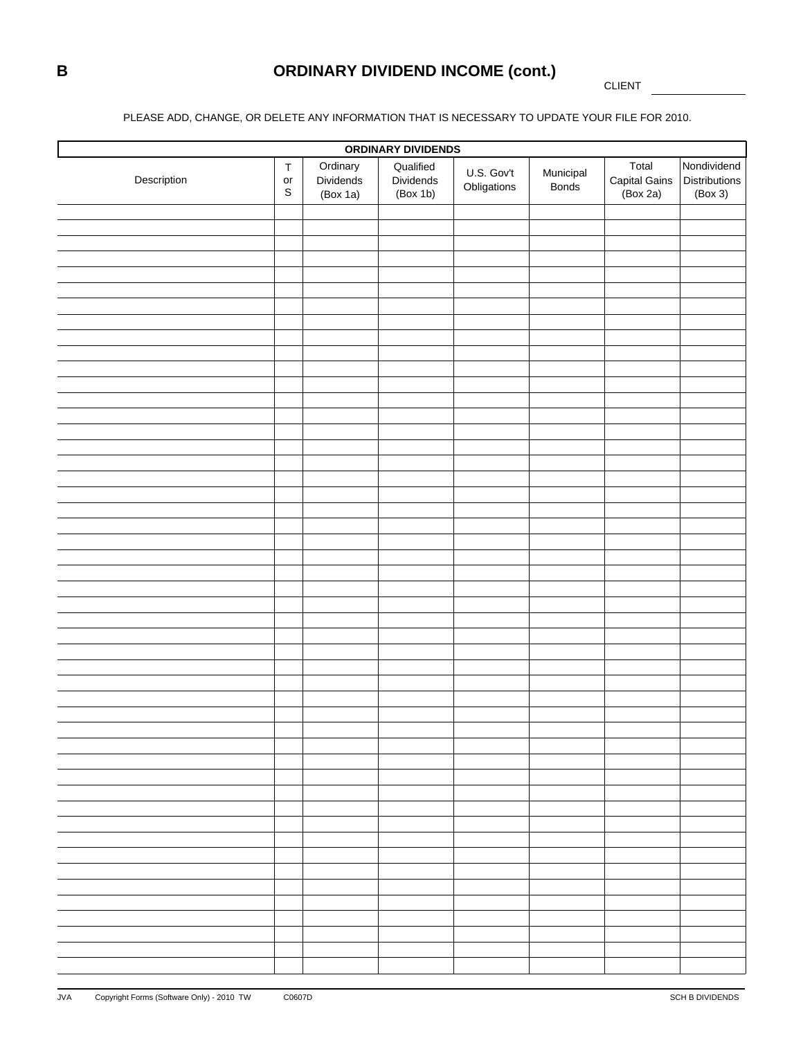# B ORDINARY DIVIDEND INCOME (cont.)

CLIENT ______________

PLEASE ADD, CHANGE, OR DELETE ANY INFORMATION THAT IS NECESSARY TO UPDATE YOUR FILE FOR 2010.

| ORDINARY DIVIDENDS | | | | | | | |
|---|---|---|---|---|---|---|---|
| Description | T or S | Ordinary Dividends (Box 1a) | Qualified Dividends (Box 1b) | U.S. Gov't Obligations | Municipal Bonds | Total Capital Gains (Box 2a) | Nondividend Distributions (Box 3) |
| | | | | | | | |
| | | | | | | | |
| | | | | | | | |
| | | | | | | | |
| | | | | | | | |
| | | | | | | | |
| | | | | | | | |
| | | | | | | | |
| | | | | | | | |
| | | | | | | | |
| | | | | | | | |
| | | | | | | | |
| | | | | | | | |
| | | | | | | | |
| | | | | | | | |
| | | | | | | | |
| | | | | | | | |
| | | | | | | | |
| | | | | | | | |
| | | | | | | | |
| | | | | | | | |
| | | | | | | | |
| | | | | | | | |
| | | | | | | | |
| | | | | | | | |
| | | | | | | | |
| | | | | | | | |
| | | | | | | | |
| | | | | | | | |
| | | | | | | | |
| | | | | | | | |
| | | | | | | | |
| | | | | | | | |
| | | | | | | | |
| | | | | | | | |
| | | | | | | | |
| | | | | | | | |
| | | | | | | | |
| | | | | | | | |
| | | | | | | | |
| | | | | | | | |
| | | | | | | | |
| | | | | | | | |
| | | | | | | | |
| | | | | | | | |

JVA Copyright Forms (Software Only) - 2010 TW C0607D SCH B DIVIDENDS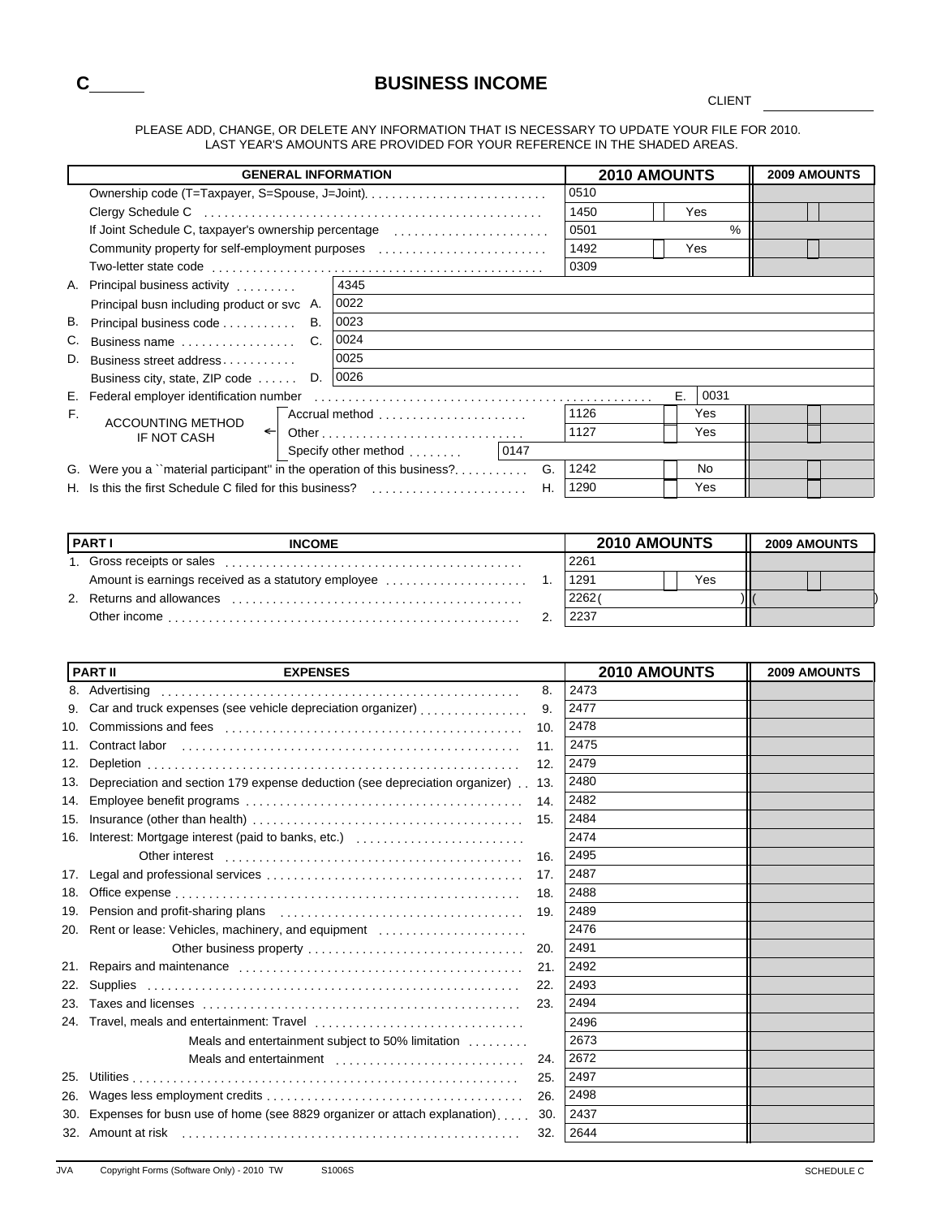**C** ______

# BUSINESS INCOME

CLIENT ______________

PLEASE ADD, CHANGE, OR DELETE ANY INFORMATION THAT IS NECESSARY TO UPDATE YOUR FILE FOR 2010.
LAST YEAR'S AMOUNTS ARE PROVIDED FOR YOUR REFERENCE IN THE SHADED AREAS.

| | GENERAL INFORMATION | | 2010 AMOUNTS | | 2009 AMOUNTS |
|---|---|---|---|---|---|
| | Ownership code (T=Taxpayer, S=Spouse, J=Joint) | | 0510 | | |
| | Clergy Schedule C | | 1450 | Yes | |
| | If Joint Schedule C, taxpayer's ownership percentage | | 0501 | % | |
| | Community property for self-employment purposes | | 1492 | Yes | |
| | Two-letter state code | | 0309 | | |
| A. | Principal business activity | | 4345 | | |
| | Principal busn including product or svc | A. | 0022 | | |
| B. | Principal business code | B. | 0023 | | |
| C. | Business name | C. | 0024 | | |
| D. | Business street address | | 0025 | | |
| | Business city, state, ZIP code | D. | 0026 | | |
| E. | Federal employer identification number | E. | 0031 | | |
| F. | ACCOUNTING METHOD IF NOT CASH ← Accrual method | | 1126 | Yes | |
| | Other | | 1127 | Yes | |
| | Specify other method | | 0147 | | |
| G. | Were you a "material participant" in the operation of this business? | G. | 1242 | No | |
| H. | Is this the first Schedule C filed for this business? | H. | 1290 | Yes | |

| PART I | INCOME | | 2010 AMOUNTS | | 2009 AMOUNTS |
|---|---|---|---|---|---|
| 1. | Gross receipts or sales | | 2261 | | |
| | Amount is earnings received as a statutory employee | 1. | 1291 | Yes | |
| 2. | Returns and allowances | | 2262 ( ) | | ( ) |
| | Other income | 2. | 2237 | | |

| PART II | EXPENSES | | 2010 AMOUNTS | 2009 AMOUNTS |
|---|---|---|---|---|
| 8. | Advertising | 8. | 2473 | |
| 9. | Car and truck expenses (see vehicle depreciation organizer) | 9. | 2477 | |
| 10. | Commissions and fees | 10. | 2478 | |
| 11. | Contract labor | 11. | 2475 | |
| 12. | Depletion | 12. | 2479 | |
| 13. | Depreciation and section 179 expense deduction (see depreciation organizer) | 13. | 2480 | |
| 14. | Employee benefit programs | 14. | 2482 | |
| 15. | Insurance (other than health) | 15. | 2484 | |
| 16. | Interest: Mortgage interest (paid to banks, etc.) | | 2474 | |
| | Other interest | 16. | 2495 | |
| 17. | Legal and professional services | 17. | 2487 | |
| 18. | Office expense | 18. | 2488 | |
| 19. | Pension and profit-sharing plans | 19. | 2489 | |
| 20. | Rent or lease: Vehicles, machinery, and equipment | | 2476 | |
| | Other business property | 20. | 2491 | |
| 21. | Repairs and maintenance | 21. | 2492 | |
| 22. | Supplies | 22. | 2493 | |
| 23. | Taxes and licenses | 23. | 2494 | |
| 24. | Travel, meals and entertainment: Travel | | 2496 | |
| | Meals and entertainment subject to 50% limitation | | 2673 | |
| | Meals and entertainment | 24. | 2672 | |
| 25. | Utilities | 25. | 2497 | |
| 26. | Wages less employment credits | 26. | 2498 | |
| 30. | Expenses for busn use of home (see 8829 organizer or attach explanation) | 30. | 2437 | |
| 32. | Amount at risk | 32. | 2644 | |

JVA Copyright Forms (Software Only) - 2010 TW S1006S SCHEDULE C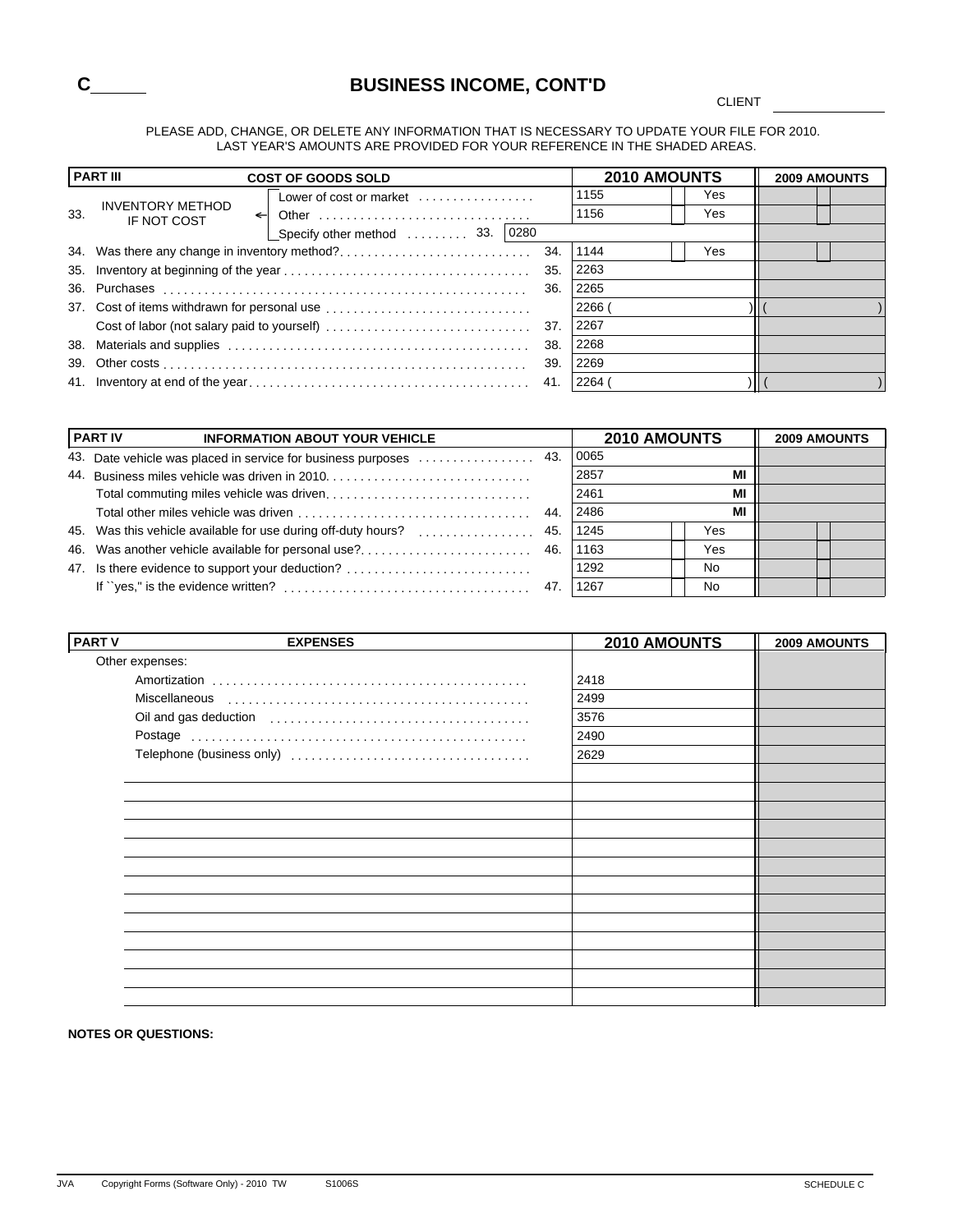C______

# BUSINESS INCOME, CONT'D

CLIENT ______

PLEASE ADD, CHANGE, OR DELETE ANY INFORMATION THAT IS NECESSARY TO UPDATE YOUR FILE FOR 2010.
LAST YEAR'S AMOUNTS ARE PROVIDED FOR YOUR REFERENCE IN THE SHADED AREAS.

| PART III | COST OF GOODS SOLD | | 2010 AMOUNTS | | 2009 AMOUNTS |
|---|---|---|---|---|---|
| 33. | INVENTORY METHOD IF NOT COST ← Lower of cost or market | | 1155 | Yes | |
| | Other | | 1156 | Yes | |
| | Specify other method ......... 33. 0280 | | | | |
| 34. | Was there any change in inventory method? | 34. | 1144 | Yes | |
| 35. | Inventory at beginning of the year | 35. | 2263 | | |
| 36. | Purchases | 36. | 2265 | | |
| 37. | Cost of items withdrawn for personal use | | 2266 ( | ) | ( ) |
| | Cost of labor (not salary paid to yourself) | 37. | 2267 | | |
| 38. | Materials and supplies | 38. | 2268 | | |
| 39. | Other costs | 39. | 2269 | | |
| 41. | Inventory at end of the year | 41. | 2264 ( | ) | ( ) |

| PART IV | INFORMATION ABOUT YOUR VEHICLE | | 2010 AMOUNTS | | 2009 AMOUNTS |
|---|---|---|---|---|---|
| 43. | Date vehicle was placed in service for business purposes | 43. | 0065 | | |
| 44. | Business miles vehicle was driven in 2010 | | 2857 | MI | |
| | Total commuting miles vehicle was driven | | 2461 | MI | |
| | Total other miles vehicle was driven | 44. | 2486 | MI | |
| 45. | Was this vehicle available for use during off-duty hours? | 45. | 1245 | Yes | |
| 46. | Was another vehicle available for personal use? | 46. | 1163 | Yes | |
| 47. | Is there evidence to support your deduction? | | 1292 | No | |
| | If "yes," is the evidence written? | 47. | 1267 | No | |

| PART V | EXPENSES | 2010 AMOUNTS | 2009 AMOUNTS |
|---|---|---|---|
| | Other expenses: | | |
| | Amortization | 2418 | |
| | Miscellaneous | 2499 | |
| | Oil and gas deduction | 3576 | |
| | Postage | 2490 | |
| | Telephone (business only) | 2629 | |

**NOTES OR QUESTIONS:**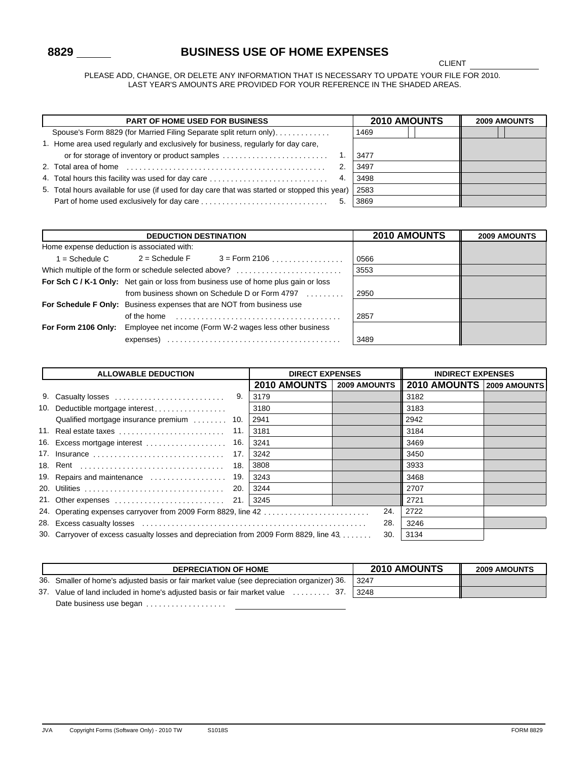# 8829 ______ BUSINESS USE OF HOME EXPENSES

CLIENT ____________

PLEASE ADD, CHANGE, OR DELETE ANY INFORMATION THAT IS NECESSARY TO UPDATE YOUR FILE FOR 2010.
LAST YEAR'S AMOUNTS ARE PROVIDED FOR YOUR REFERENCE IN THE SHADED AREAS.

| PART OF HOME USED FOR BUSINESS | 2010 AMOUNTS | 2009 AMOUNTS |
|---|---|---|
| Spouse's Form 8829 (for Married Filing Separate split return only) | 1469 | |
| 1. Home area used regularly and exclusively for business, regularly for day care, or for storage of inventory or product samples ..... 1. | 3477 | |
| 2. Total area of home ..... 2. | 3497 | |
| 4. Total hours this facility was used for day care ..... 4. | 3498 | |
| 5. Total hours available for use (if used for day care that was started or stopped this year) | 2583 | |
| Part of home used exclusively for day care ..... 5. | 3869 | |

| DEDUCTION DESTINATION | 2010 AMOUNTS | 2009 AMOUNTS |
|---|---|---|
| Home expense deduction is associated with: 1 = Schedule C 2 = Schedule F 3 = Form 2106 | 0566 | |
| Which multiple of the form or schedule selected above? | 3553 | |
| **For Sch C / K-1 Only:** Net gain or loss from business use of home plus gain or loss from business shown on Schedule D or Form 4797 | 2950 | |
| **For Schedule F Only:** Business expenses that are NOT from business use of the home | 2857 | |
| **For Form 2106 Only:** Employee net income (Form W-2 wages less other business expenses) | 3489 | |

| ALLOWABLE DEDUCTION | DIRECT EXPENSES 2010 AMOUNTS | DIRECT EXPENSES 2009 AMOUNTS | INDIRECT EXPENSES 2010 AMOUNTS | INDIRECT EXPENSES 2009 AMOUNTS |
|---|---|---|---|---|
| 9. Casualty losses ..... 9. | 3179 | | 3182 | |
| 10. Deductible mortgage interest | 3180 | | 3183 | |
| Qualified mortgage insurance premium ..... 10. | 2941 | | 2942 | |
| 11. Real estate taxes ..... 11. | 3181 | | 3184 | |
| 16. Excess mortgage interest ..... 16. | 3241 | | 3469 | |
| 17. Insurance ..... 17. | 3242 | | 3450 | |
| 18. Rent ..... 18. | 3808 | | 3933 | |
| 19. Repairs and maintenance ..... 19. | 3243 | | 3468 | |
| 20. Utilities ..... 20. | 3244 | | 2707 | |
| 21. Other expenses ..... 21. | 3245 | | 2721 | |
| 24. Operating expenses carryover from 2009 Form 8829, line 42 ..... 24. | | | 2722 | |
| 28. Excess casualty losses ..... 28. | | | 3246 | |
| 30. Carryover of excess casualty losses and depreciation from 2009 Form 8829, line 43 ..... 30. | | | 3134 | |

| DEPRECIATION OF HOME | 2010 AMOUNTS | 2009 AMOUNTS |
|---|---|---|
| 36. Smaller of home's adjusted basis or fair market value (see depreciation organizer) 36. | 3247 | |
| 37. Value of land included in home's adjusted basis or fair market value ..... 37. | 3248 | |

Date business use began ..... ____________

JVA Copyright Forms (Software Only) - 2010 TW S1018S FORM 8829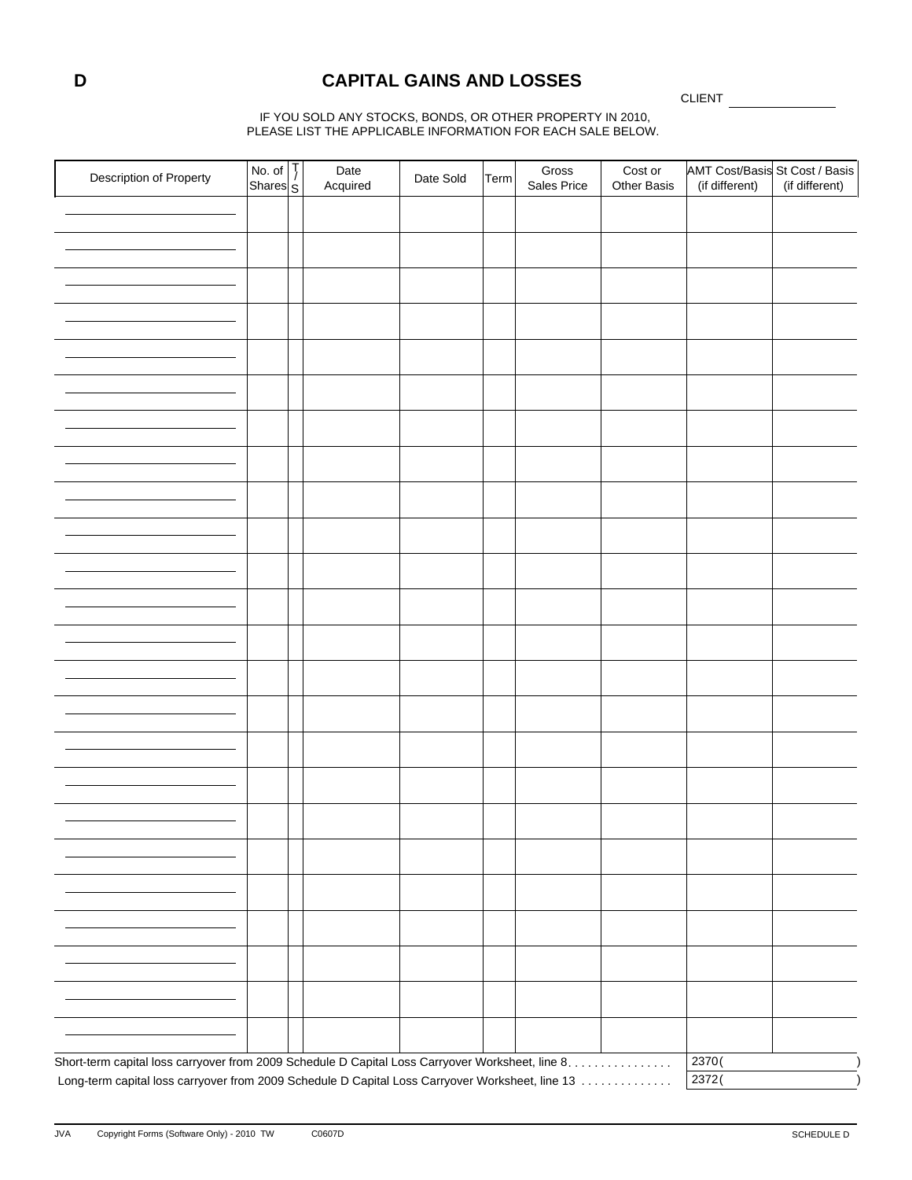**D**

# CAPITAL GAINS AND LOSSES

CLIENT ______________

IF YOU SOLD ANY STOCKS, BONDS, OR OTHER PROPERTY IN 2010,
PLEASE LIST THE APPLICABLE INFORMATION FOR EACH SALE BELOW.

| Description of Property | No. of Shares | T/S | Date Acquired | Date Sold | Term | Gross Sales Price | Cost or Other Basis | AMT Cost/Basis (if different) | St Cost / Basis (if different) |
|---|---|---|---|---|---|---|---|---|---|
| | | | | | | | | | |
| | | | | | | | | | |
| | | | | | | | | | |
| | | | | | | | | | |
| | | | | | | | | | |
| | | | | | | | | | |
| | | | | | | | | | |
| | | | | | | | | | |
| | | | | | | | | | |
| | | | | | | | | | |
| | | | | | | | | | |
| | | | | | | | | | |
| | | | | | | | | | |
| | | | | | | | | | |
| | | | | | | | | | |
| | | | | | | | | | |
| | | | | | | | | | |
| | | | | | | | | | |
| | | | | | | | | | |
| | | | | | | | | | |
| | | | | | | | | | |
| | | | | | | | | | |
| | | | | | | | | | |
| | | | | | | | | | |

Short-term capital loss carryover from 2009 Schedule D Capital Loss Carryover Worksheet, line 8. . . . . . . . . . . . . . . . 2370 (          )

Long-term capital loss carryover from 2009 Schedule D Capital Loss Carryover Worksheet, line 13 . . . . . . . . . . . . . . 2372 (          )

JVA Copyright Forms (Software Only) - 2010 TW C0607D SCHEDULE D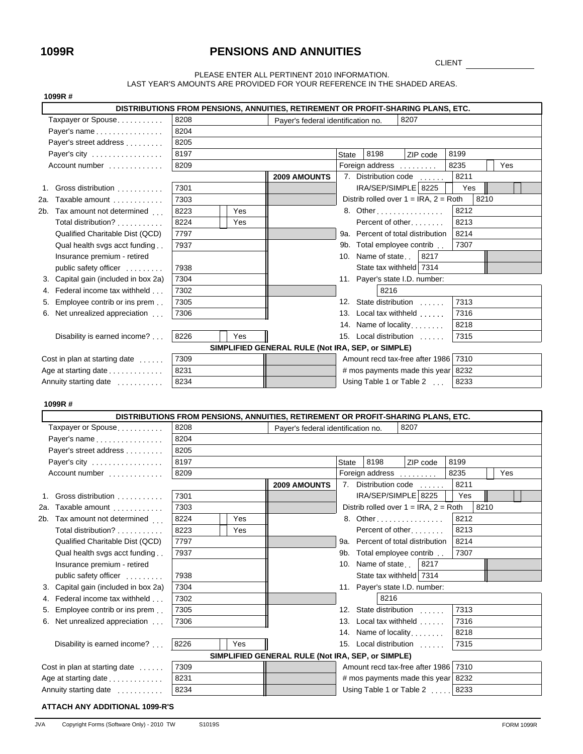# 1099R

## PENSIONS AND ANNUITIES

CLIENT ______________

PLEASE ENTER ALL PERTINENT 2010 INFORMATION.
LAST YEAR'S AMOUNTS ARE PROVIDED FOR YOUR REFERENCE IN THE SHADED AREAS.

**1099R #**

**DISTRIBUTIONS FROM PENSIONS, ANNUITIES, RETIREMENT OR PROFIT-SHARING PLANS, ETC.**

| | | | | |
|---|---|---|---|---|
| Taxpayer or Spouse | 8208 | Payer's federal identification no. | 8207 | |
| Payer's name | 8204 | | | |
| Payer's street address | 8205 | | | |
| Payer's city | 8197 | State 8198 | ZIP code | 8199 |
| Account number | 8209 | Foreign address | 8235 | Yes |

| | 2010 | 2009 AMOUNTS | | |
|---|---|---|---|---|
| 1. Gross distribution | 7301 | | 7. Distribution code | 8211 |
| | | | IRA/SEP/SIMPLE 8225 | Yes |
| 2a. Taxable amount | 7303 | | Distrib rolled over 1 = IRA, 2 = Roth | 8210 |
| 2b. Tax amount not determined | 8223 Yes | | 8. Other | 8212 |
| Total distribution? | 8224 Yes | | Percent of other | 8213 |
| Qualified Charitable Dist (QCD) | 7797 | | 9a. Percent of total distribution | 8214 |
| Qual health svgs acct funding | 7937 | | 9b. Total employee contrib | 7307 |
| Insurance premium - retired public safety officer | 7938 | | 10. Name of state 8217 | |
| | | | State tax withheld 7314 | |
| 3. Capital gain (included in box 2a) | 7304 | | 11. Payer's state I.D. number: 8216 | |
| 4. Federal income tax withheld | 7302 | | | |
| 5. Employee contrib or ins prem | 7305 | | 12. State distribution | 7313 |
| 6. Net unrealized appreciation | 7306 | | 13. Local tax withheld | 7316 |
| | | | 14. Name of locality | 8218 |
| Disability is earned income? | 8226 Yes | | 15. Local distribution | 7315 |

**SIMPLIFIED GENERAL RULE (Not IRA, SEP, or SIMPLE)**

| | | | | |
|---|---|---|---|---|
| Cost in plan at starting date | 7309 | | Amount recd tax-free after 1986 | 7310 |
| Age at starting date | 8231 | | # mos payments made this year | 8232 |
| Annuity starting date | 8234 | | Using Table 1 or Table 2 | 8233 |

**1099R #**

**DISTRIBUTIONS FROM PENSIONS, ANNUITIES, RETIREMENT OR PROFIT-SHARING PLANS, ETC.**

| | | | | |
|---|---|---|---|---|
| Taxpayer or Spouse | 8208 | Payer's federal identification no. | 8207 | |
| Payer's name | 8204 | | | |
| Payer's street address | 8205 | | | |
| Payer's city | 8197 | State 8198 | ZIP code | 8199 |
| Account number | 8209 | Foreign address | 8235 | Yes |

| | 2010 | 2009 AMOUNTS | | |
|---|---|---|---|---|
| 1. Gross distribution | 7301 | | 7. Distribution code | 8211 |
| | | | IRA/SEP/SIMPLE 8225 | Yes |
| 2a. Taxable amount | 7303 | | Distrib rolled over 1 = IRA, 2 = Roth | 8210 |
| 2b. Tax amount not determined | 8224 Yes | | 8. Other | 8212 |
| Total distribution? | 8223 Yes | | Percent of other | 8213 |
| Qualified Charitable Dist (QCD) | 7797 | | 9a. Percent of total distribution | 8214 |
| Qual health svgs acct funding | 7937 | | 9b. Total employee contrib | 7307 |
| Insurance premium - retired public safety officer | 7938 | | 10. Name of state 8217 | |
| | | | State tax withheld 7314 | |
| 3. Capital gain (included in box 2a) | 7304 | | 11. Payer's state I.D. number: 8216 | |
| 4. Federal income tax withheld | 7302 | | | |
| 5. Employee contrib or ins prem | 7305 | | 12. State distribution | 7313 |
| 6. Net unrealized appreciation | 7306 | | 13. Local tax withheld | 7316 |
| | | | 14. Name of locality | 8218 |
| Disability is earned income? | 8226 Yes | | 15. Local distribution | 7315 |

**SIMPLIFIED GENERAL RULE (Not IRA, SEP, or SIMPLE)**

| | | | | |
|---|---|---|---|---|
| Cost in plan at starting date | 7309 | | Amount recd tax-free after 1986 | 7310 |
| Age at starting date | 8231 | | # mos payments made this year | 8232 |
| Annuity starting date | 8234 | | Using Table 1 or Table 2 | 8233 |

**ATTACH ANY ADDITIONAL 1099-R'S**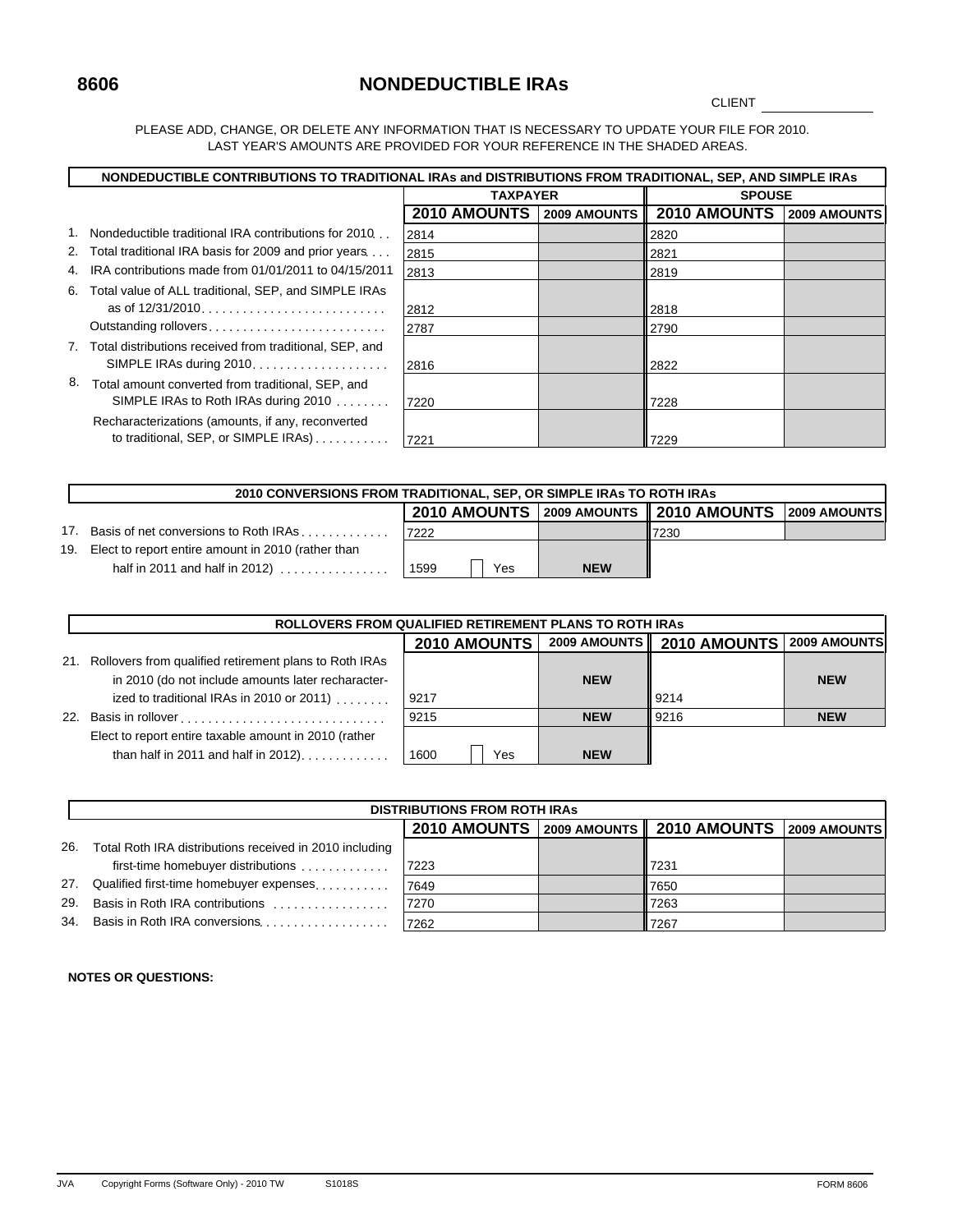# 8606 NONDEDUCTIBLE IRAs

CLIENT ______________

PLEASE ADD, CHANGE, OR DELETE ANY INFORMATION THAT IS NECESSARY TO UPDATE YOUR FILE FOR 2010.
LAST YEAR'S AMOUNTS ARE PROVIDED FOR YOUR REFERENCE IN THE SHADED AREAS.

| NONDEDUCTIBLE CONTRIBUTIONS TO TRADITIONAL IRAs and DISTRIBUTIONS FROM TRADITIONAL, SEP, AND SIMPLE IRAs | TAXPAYER | | SPOUSE | |
|---|---|---|---|---|
| | 2010 AMOUNTS | 2009 AMOUNTS | 2010 AMOUNTS | 2009 AMOUNTS |
| 1. Nondeductible traditional IRA contributions for 2010 | 2814 | | 2820 | |
| 2. Total traditional IRA basis for 2009 and prior years | 2815 | | 2821 | |
| 4. IRA contributions made from 01/01/2011 to 04/15/2011 | 2813 | | 2819 | |
| 6. Total value of ALL traditional, SEP, and SIMPLE IRAs as of 12/31/2010 | 2812 | | 2818 | |
| Outstanding rollovers | 2787 | | 2790 | |
| 7. Total distributions received from traditional, SEP, and SIMPLE IRAs during 2010 | 2816 | | 2822 | |
| 8. Total amount converted from traditional, SEP, and SIMPLE IRAs to Roth IRAs during 2010 | 7220 | | 7228 | |
| Recharacterizations (amounts, if any, reconverted to traditional, SEP, or SIMPLE IRAs) | 7221 | | 7229 | |

| 2010 CONVERSIONS FROM TRADITIONAL, SEP, OR SIMPLE IRAs TO ROTH IRAs | 2010 AMOUNTS | 2009 AMOUNTS | 2010 AMOUNTS | 2009 AMOUNTS |
|---|---|---|---|---|
| 17. Basis of net conversions to Roth IRAs | 7222 | | 7230 | |
| 19. Elect to report entire amount in 2010 (rather than half in 2011 and half in 2012) | 1599 ☐ Yes | NEW | | |

| ROLLOVERS FROM QUALIFIED RETIREMENT PLANS TO ROTH IRAs | 2010 AMOUNTS | 2009 AMOUNTS | 2010 AMOUNTS | 2009 AMOUNTS |
|---|---|---|---|---|
| 21. Rollovers from qualified retirement plans to Roth IRAs in 2010 (do not include amounts later recharacterized to traditional IRAs in 2010 or 2011) | 9217 | NEW | 9214 | NEW |
| 22. Basis in rollover | 9215 | NEW | 9216 | NEW |
| Elect to report entire taxable amount in 2010 (rather than half in 2011 and half in 2012) | 1600 ☐ Yes | NEW | | |

| DISTRIBUTIONS FROM ROTH IRAs | 2010 AMOUNTS | 2009 AMOUNTS | 2010 AMOUNTS | 2009 AMOUNTS |
|---|---|---|---|---|
| 26. Total Roth IRA distributions received in 2010 including first-time homebuyer distributions | 7223 | | 7231 | |
| 27. Qualified first-time homebuyer expenses | 7649 | | 7650 | |
| 29. Basis in Roth IRA contributions | 7270 | | 7263 | |
| 34. Basis in Roth IRA conversions | 7262 | | 7267 | |

**NOTES OR QUESTIONS:**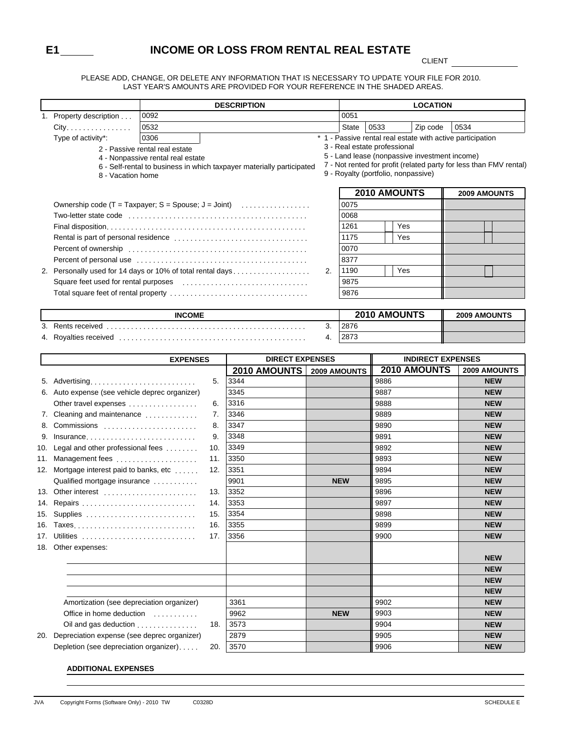# E1 ______ INCOME OR LOSS FROM RENTAL REAL ESTATE

CLIENT ______________

PLEASE ADD, CHANGE, OR DELETE ANY INFORMATION THAT IS NECESSARY TO UPDATE YOUR FILE FOR 2010.
LAST YEAR'S AMOUNTS ARE PROVIDED FOR YOUR REFERENCE IN THE SHADED AREAS.

| | DESCRIPTION | LOCATION | | | |
|---|---|---|---|---|---|
| 1. Property description | 0092 | 0051 | | | |
| City | 0532 | State | 0533 | Zip code | 0534 |
| Type of activity*: | 0306 | | | | |

\* 1 - Passive rental real estate with active participation
2 - Passive rental real estate
3 - Real estate professional
4 - Nonpassive rental real estate
5 - Land lease (nonpassive investment income)
6 - Self-rental to business in which taxpayer materially participated
7 - Not rented for profit (related party for less than FMV rental)
8 - Vacation home
9 - Royalty (portfolio, nonpassive)

| | | 2010 AMOUNTS | 2009 AMOUNTS |
|---|---|---|---|
| Ownership code (T = Taxpayer; S = Spouse; J = Joint) | | 0075 | |
| Two-letter state code | | 0068 | |
| Final disposition | | 1261 Yes | |
| Rental is part of personal residence | | 1175 Yes | |
| Percent of ownership | | 0070 | |
| Percent of personal use | | 8377 | |
| 2. Personally used for 14 days or 10% of total rental days | 2. | 1190 Yes | |
| Square feet used for rental purposes | | 9875 | |
| Total square feet of rental property | | 9876 | |

| INCOME | | 2010 AMOUNTS | 2009 AMOUNTS |
|---|---|---|---|
| 3. Rents received | 3. | 2876 | |
| 4. Royalties received | 4. | 2873 | |

| EXPENSES | | DIRECT EXPENSES | | INDIRECT EXPENSES | |
|---|---|---|---|---|---|
| | | 2010 AMOUNTS | 2009 AMOUNTS | 2010 AMOUNTS | 2009 AMOUNTS |
| 5. Advertising | 5. | 3344 | | 9886 | NEW |
| 6. Auto expense (see vehicle deprec organizer) | | 3345 | | 9887 | NEW |
| Other travel expenses | 6. | 3316 | | 9888 | NEW |
| 7. Cleaning and maintenance | 7. | 3346 | | 9889 | NEW |
| 8. Commissions | 8. | 3347 | | 9890 | NEW |
| 9. Insurance | 9. | 3348 | | 9891 | NEW |
| 10. Legal and other professional fees | 10. | 3349 | | 9892 | NEW |
| 11. Management fees | 11. | 3350 | | 9893 | NEW |
| 12. Mortgage interest paid to banks, etc | 12. | 3351 | | 9894 | NEW |
| Qualified mortgage insurance | | 9901 | NEW | 9895 | NEW |
| 13. Other interest | 13. | 3352 | | 9896 | NEW |
| 14. Repairs | 14. | 3353 | | 9897 | NEW |
| 15. Supplies | 15. | 3354 | | 9898 | NEW |
| 16. Taxes | 16. | 3355 | | 9899 | NEW |
| 17. Utilities | 17. | 3356 | | 9900 | NEW |
| 18. Other expenses: | | | | | |
| | | | | | NEW |
| | | | | | NEW |
| | | | | | NEW |
| | | | | | NEW |
| Amortization (see depreciation organizer) | | 3361 | | 9902 | NEW |
| Office in home deduction | | 9962 | NEW | 9903 | NEW |
| Oil and gas deduction | 18. | 3573 | | 9904 | NEW |
| 20. Depreciation expense (see deprec organizer) | | 2879 | | 9905 | NEW |
| Depletion (see depreciation organizer) | 20. | 3570 | | 9906 | NEW |

**ADDITIONAL EXPENSES**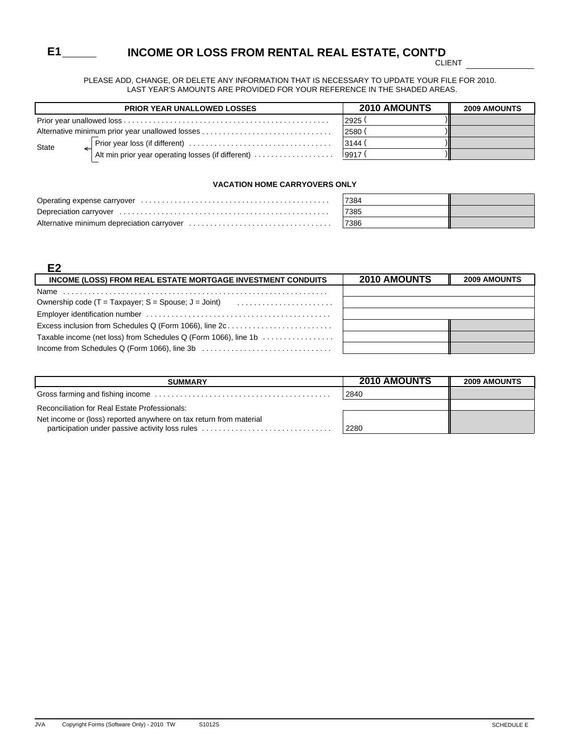# E1 ______ INCOME OR LOSS FROM RENTAL REAL ESTATE, CONT'D

CLIENT ______________

PLEASE ADD, CHANGE, OR DELETE ANY INFORMATION THAT IS NECESSARY TO UPDATE YOUR FILE FOR 2010.
LAST YEAR'S AMOUNTS ARE PROVIDED FOR YOUR REFERENCE IN THE SHADED AREAS.

| PRIOR YEAR UNALLOWED LOSSES | | 2010 AMOUNTS | 2009 AMOUNTS |
|---|---|---|---|
| Prior year unallowed loss | | 2925 ( ) | |
| Alternative minimum prior year unallowed losses | | 2580 ( ) | |
| State | Prior year loss (if different) | 3144 ( ) | |
| | Alt min prior year operating losses (if different) | 9917 ( ) | |

**VACATION HOME CARRYOVERS ONLY**

| | 2010 AMOUNTS | 2009 AMOUNTS |
|---|---|---|
| Operating expense carryover | 7384 | |
| Depreciation carryover | 7385 | |
| Alternative minimum depreciation carryover | 7386 | |

## E2

| INCOME (LOSS) FROM REAL ESTATE MORTGAGE INVESTMENT CONDUITS | 2010 AMOUNTS | 2009 AMOUNTS |
|---|---|---|
| Name | | |
| Ownership code (T = Taxpayer; S = Spouse; J = Joint) | | |
| Employer identification number | | |
| Excess inclusion from Schedules Q (Form 1066), line 2c | | |
| Taxable income (net loss) from Schedules Q (Form 1066), line 1b | | |
| Income from Schedules Q (Form 1066), line 3b | | |

| SUMMARY | 2010 AMOUNTS | 2009 AMOUNTS |
|---|---|---|
| Gross farming and fishing income | 2840 | |
| Reconciliation for Real Estate Professionals: | | |
| Net income or (loss) reported anywhere on tax return from material participation under passive activity loss rules | 2280 | |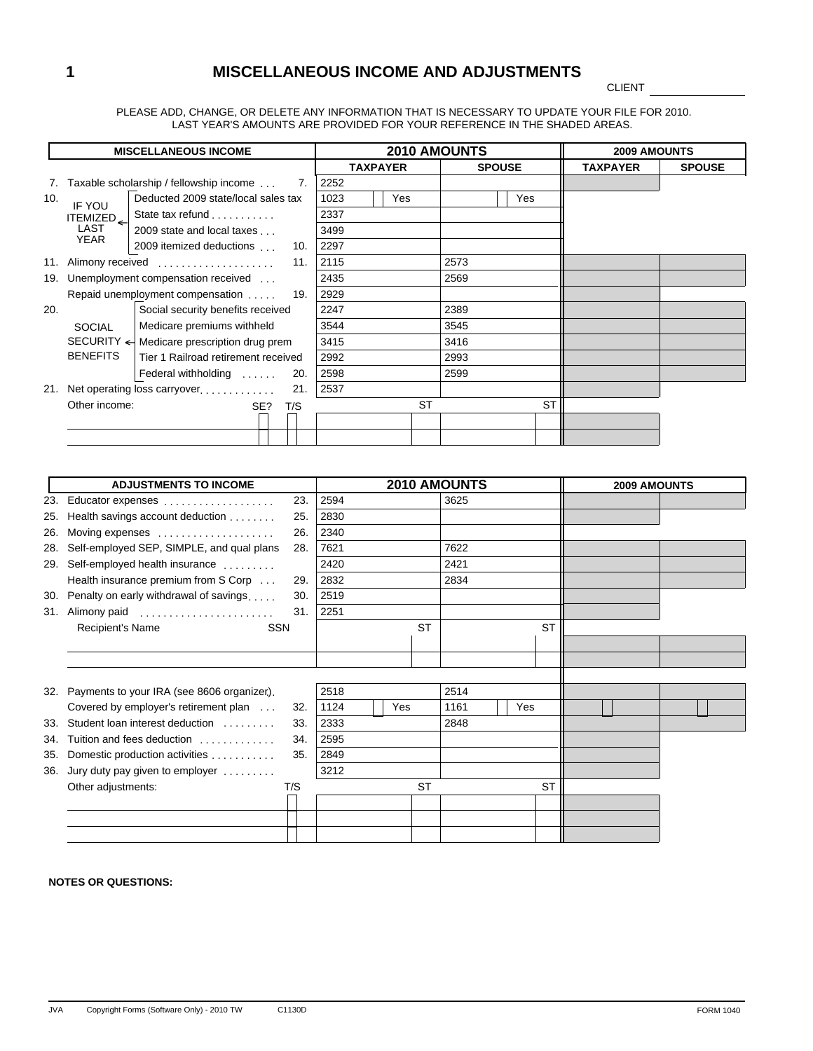1

# MISCELLANEOUS INCOME AND ADJUSTMENTS

CLIENT ____________

PLEASE ADD, CHANGE, OR DELETE ANY INFORMATION THAT IS NECESSARY TO UPDATE YOUR FILE FOR 2010.
LAST YEAR'S AMOUNTS ARE PROVIDED FOR YOUR REFERENCE IN THE SHADED AREAS.

| MISCELLANEOUS INCOME | | 2010 AMOUNTS | | 2009 AMOUNTS | |
|---|---|---|---|---|---|
| | | TAXPAYER | SPOUSE | TAXPAYER | SPOUSE |
| 7. Taxable scholarship / fellowship income | 7. | 2252 | | | |
| 10. IF YOU ITEMIZED LAST YEAR — Deducted 2009 state/local sales tax | | 1023 Yes | Yes | | |
| State tax refund | | 2337 | | | |
| 2009 state and local taxes | | 3499 | | | |
| 2009 itemized deductions | 10. | 2297 | | | |
| 11. Alimony received | 11. | 2115 | 2573 | | |
| 19. Unemployment compensation received | | 2435 | 2569 | | |
| Repaid unemployment compensation | 19. | 2929 | | | |
| 20. SOCIAL SECURITY BENEFITS — Social security benefits received | | 2247 | 2389 | | |
| Medicare premiums withheld | | 3544 | 3545 | | |
| Medicare prescription drug prem | | 3415 | 3416 | | |
| Tier 1 Railroad retirement received | | 2992 | 2993 | | |
| Federal withholding | 20. | 2598 | 2599 | | |
| 21. Net operating loss carryover | 21. | 2537 | | | |
| Other income: SE? T/S | | ST | ST | | |
| | | | | | |
| | | | | | |

| ADJUSTMENTS TO INCOME | | 2010 AMOUNTS | | 2009 AMOUNTS | |
|---|---|---|---|---|---|
| 23. Educator expenses | 23. | 2594 | 3625 | | |
| 25. Health savings account deduction | 25. | 2830 | | | |
| 26. Moving expenses | 26. | 2340 | | | |
| 28. Self-employed SEP, SIMPLE, and qual plans | 28. | 7621 | 7622 | | |
| 29. Self-employed health insurance | | 2420 | 2421 | | |
| Health insurance premium from S Corp | 29. | 2832 | 2834 | | |
| 30. Penalty on early withdrawal of savings | 30. | 2519 | | | |
| 31. Alimony paid | 31. | 2251 | | | |
| Recipient's Name SSN | | ST | ST | | |
| | | | | | |
| | | | | | |
| 32. Payments to your IRA (see 8606 organizer) | | 2518 | 2514 | | |
| Covered by employer's retirement plan | 32. | 1124 Yes | 1161 Yes | | |
| 33. Student loan interest deduction | 33. | 2333 | 2848 | | |
| 34. Tuition and fees deduction | 34. | 2595 | | | |
| 35. Domestic production activities | 35. | 2849 | | | |
| 36. Jury duty pay given to employer | | 3212 | | | |
| Other adjustments: T/S | | ST | ST | | |
| | | | | | |
| | | | | | |
| | | | | | |

**NOTES OR QUESTIONS:**

JVA Copyright Forms (Software Only) - 2010 TW C1130D FORM 1040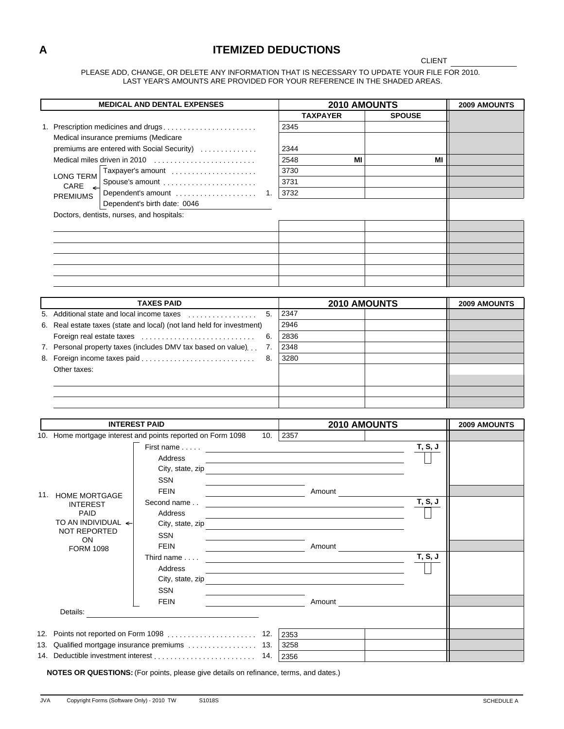# A ITEMIZED DEDUCTIONS

CLIENT ______________

PLEASE ADD, CHANGE, OR DELETE ANY INFORMATION THAT IS NECESSARY TO UPDATE YOUR FILE FOR 2010.
LAST YEAR'S AMOUNTS ARE PROVIDED FOR YOUR REFERENCE IN THE SHADED AREAS.

| MEDICAL AND DENTAL EXPENSES | 2010 AMOUNTS TAXPAYER | 2010 AMOUNTS SPOUSE | 2009 AMOUNTS |
|---|---|---|---|
| 1. Prescription medicines and drugs | 2345 | | |
| Medical insurance premiums (Medicare premiums are entered with Social Security) | 2344 | | |
| Medical miles driven in 2010 | 2548 MI | MI | |
| LONG TERM CARE PREMIUMS — Taxpayer's amount | 3730 | | |
| LONG TERM CARE PREMIUMS — Spouse's amount | 3731 | | |
| LONG TERM CARE PREMIUMS — Dependent's amount 1. | 3732 | | |
| Dependent's birth date: 0046 | | | |
| Doctors, dentists, nurses, and hospitals: | | | |
| | | | |
| | | | |
| | | | |
| | | | |
| | | | |
| | | | |

| TAXES PAID | 2010 AMOUNTS | | 2009 AMOUNTS |
|---|---|---|---|
| 5. Additional state and local income taxes 5. | 2347 | | |
| 6. Real estate taxes (state and local) (not land held for investment) | 2946 | | |
| Foreign real estate taxes 6. | 2836 | | |
| 7. Personal property taxes (includes DMV tax based on value) 7. | 2348 | | |
| 8. Foreign income taxes paid 8. | 3280 | | |
| Other taxes: | | | |
| | | | |
| | | | |
| | | | |

| INTEREST PAID | 2010 AMOUNTS | | 2009 AMOUNTS |
|---|---|---|---|
| 10. Home mortgage interest and points reported on Form 1098 10. | 2357 | | |

11. HOME MORTGAGE INTEREST PAID TO AN INDIVIDUAL NOT REPORTED ON FORM 1098

- First name ______________ T, S, J ☐
  - Address ______________
  - City, state, zip ______________
  - SSN ______________
  - FEIN ______________ Amount ______________
- Second name ______________ T, S, J ☐
  - Address ______________
  - City, state, zip ______________
  - SSN ______________
  - FEIN ______________ Amount ______________
- Third name ______________ T, S, J ☐
  - Address ______________
  - City, state, zip ______________
  - SSN ______________
  - FEIN ______________ Amount ______________

Details: ______________

| | 2010 AMOUNTS | | 2009 AMOUNTS |
|---|---|---|---|
| 12. Points not reported on Form 1098 12. | 2353 | | |
| 13. Qualified mortgage insurance premiums 13. | 3258 | | |
| 14. Deductible investment interest 14. | 2356 | | |

**NOTES OR QUESTIONS:** (For points, please give details on refinance, terms, and dates.)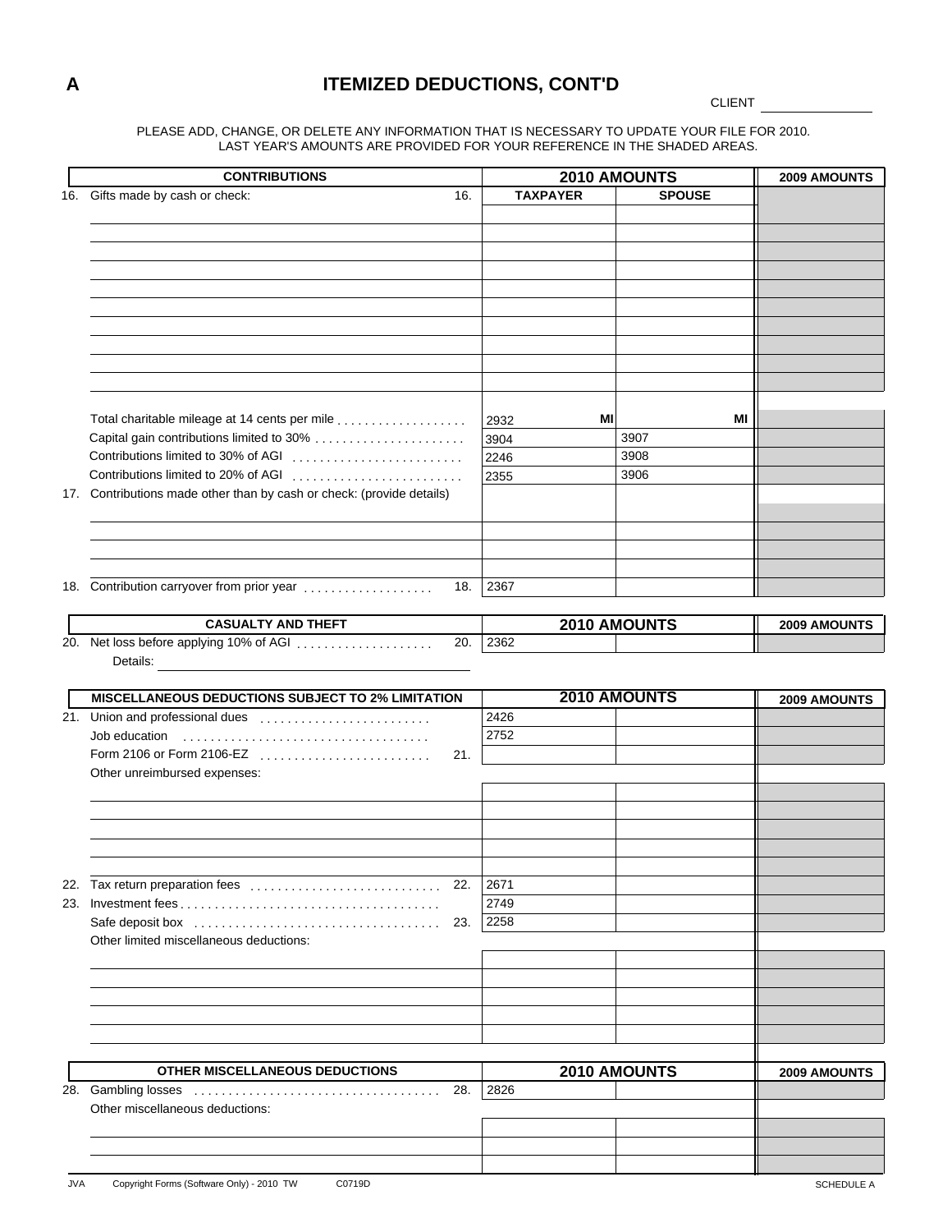# A ITEMIZED DEDUCTIONS, CONT'D

CLIENT ______________

PLEASE ADD, CHANGE, OR DELETE ANY INFORMATION THAT IS NECESSARY TO UPDATE YOUR FILE FOR 2010.
LAST YEAR'S AMOUNTS ARE PROVIDED FOR YOUR REFERENCE IN THE SHADED AREAS.

| CONTRIBUTIONS | | 2010 AMOUNTS | | 2009 AMOUNTS |
|---|---|---|---|---|
| | | TAXPAYER | SPOUSE | |
| 16. Gifts made by cash or check: | 16. | | | |
| | | | | |
| | | | | |
| | | | | |
| | | | | |
| | | | | |
| | | | | |
| | | | | |
| | | | | |
| | | | | |
| Total charitable mileage at 14 cents per mile | | 2932 MI | MI | |
| Capital gain contributions limited to 30% | | 3904 | 3907 | |
| Contributions limited to 30% of AGI | | 2246 | 3908 | |
| Contributions limited to 20% of AGI | | 2355 | 3906 | |
| 17. Contributions made other than by cash or check: (provide details) | | | | |
| | | | | |
| | | | | |
| | | | | |
| 18. Contribution carryover from prior year | 18. | 2367 | | |

| CASUALTY AND THEFT | | 2010 AMOUNTS | | 2009 AMOUNTS |
|---|---|---|---|---|
| 20. Net loss before applying 10% of AGI | 20. | 2362 | | |

Details: ______________________________

| MISCELLANEOUS DEDUCTIONS SUBJECT TO 2% LIMITATION | | 2010 AMOUNTS | | 2009 AMOUNTS |
|---|---|---|---|---|
| 21. Union and professional dues | | 2426 | | |
| Job education | | 2752 | | |
| Form 2106 or Form 2106-EZ | 21. | | | |
| Other unreimbursed expenses: | | | | |
| | | | | |
| | | | | |
| | | | | |
| | | | | |
| | | | | |
| 22. Tax return preparation fees | 22. | 2671 | | |
| 23. Investment fees | | 2749 | | |
| Safe deposit box | 23. | 2258 | | |
| Other limited miscellaneous deductions: | | | | |
| | | | | |
| | | | | |
| | | | | |
| | | | | |
| | | | | |

| OTHER MISCELLANEOUS DEDUCTIONS | | 2010 AMOUNTS | | 2009 AMOUNTS |
|---|---|---|---|---|
| 28. Gambling losses | 28. | 2826 | | |
| Other miscellaneous deductions: | | | | |
| | | | | |
| | | | | |
| | | | | |

JVA Copyright Forms (Software Only) - 2010 TW C0719D SCHEDULE A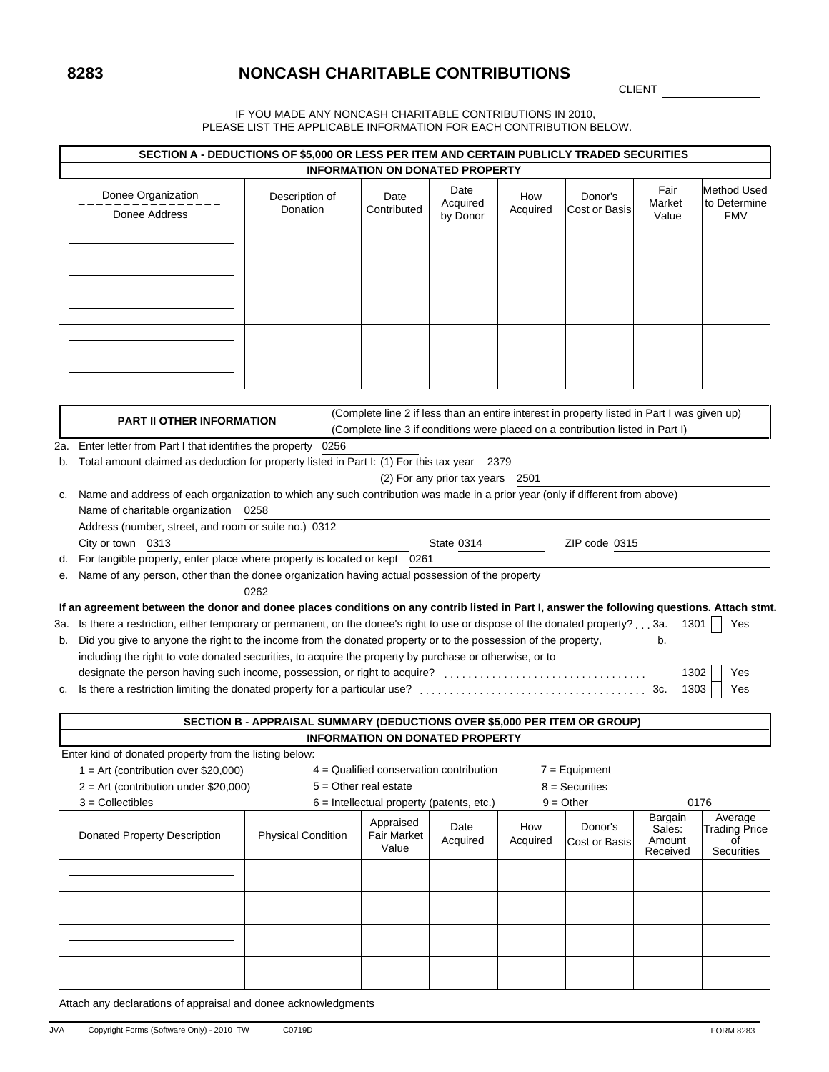# 8283 ______ NONCASH CHARITABLE CONTRIBUTIONS

CLIENT ____________

IF YOU MADE ANY NONCASH CHARITABLE CONTRIBUTIONS IN 2010, PLEASE LIST THE APPLICABLE INFORMATION FOR EACH CONTRIBUTION BELOW.

## SECTION A - DEDUCTIONS OF $5,000 OR LESS PER ITEM AND CERTAIN PUBLICLY TRADED SECURITIES

### INFORMATION ON DONATED PROPERTY

| Donee Organization / Donee Address | Description of Donation | Date Contributed | Date Acquired by Donor | How Acquired | Donor's Cost or Basis | Fair Market Value | Method Used to Determine FMV |
|---|---|---|---|---|---|---|---|
| | | | | | | | |
| | | | | | | | |
| | | | | | | | |
| | | | | | | | |
| | | | | | | | |

**PART II OTHER INFORMATION**

(Complete line 2 if less than an entire interest in property listed in Part I was given up)
(Complete line 3 if conditions were placed on a contribution listed in Part I)

2a. Enter letter from Part I that identifies the property 0256

b. Total amount claimed as deduction for property listed in Part I: (1) For this tax year 2379

(2) For any prior tax years 2501

c. Name and address of each organization to which any such contribution was made in a prior year (only if different from above)

Name of charitable organization 0258

Address (number, street, and room or suite no.) 0312

City or town 0313 State 0314 ZIP code 0315

d. For tangible property, enter place where property is located or kept 0261

e. Name of any person, other than the donee organization having actual possession of the property

0262

**If an agreement between the donor and donee places conditions on any contrib listed in Part I, answer the following questions. Attach stmt.**

3a. Is there a restriction, either temporary or permanent, on the donee's right to use or dispose of the donated property? . . . 3a. 1301 ☐ Yes

b. Did you give to anyone the right to the income from the donated property or to the possession of the property, including the right to vote donated securities, to acquire the property by purchase or otherwise, or to designate the person having such income, possession, or right to acquire? . . . b. 1302 ☐ Yes

c. Is there a restriction limiting the donated property for a particular use? . . . 3c. 1303 ☐ Yes

## SECTION B - APPRAISAL SUMMARY (DEDUCTIONS OVER $5,000 PER ITEM OR GROUP)

### INFORMATION ON DONATED PROPERTY

Enter kind of donated property from the listing below: 0176

- 1 = Art (contribution over $20,000)
- 2 = Art (contribution under $20,000)
- 3 = Collectibles
- 4 = Qualified conservation contribution
- 5 = Other real estate
- 6 = Intellectual property (patents, etc.)
- 7 = Equipment
- 8 = Securities
- 9 = Other

| Donated Property Description | Physical Condition | Appraised Fair Market Value | Date Acquired | How Acquired | Donor's Cost or Basis | Bargain Sales: Amount Received | Average Trading Price of Securities |
|---|---|---|---|---|---|---|---|
| | | | | | | | |
| | | | | | | | |
| | | | | | | | |
| | | | | | | | |

Attach any declarations of appraisal and donee acknowledgments

JVA Copyright Forms (Software Only) - 2010 TW C0719D FORM 8283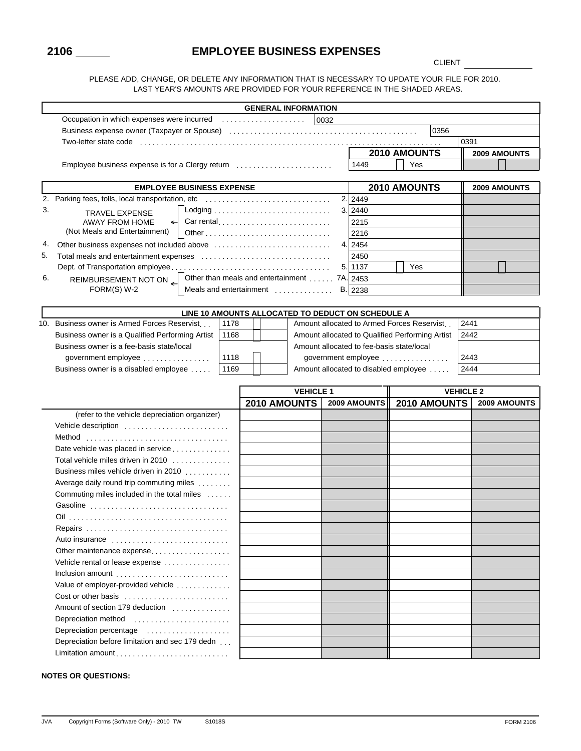# 2106 ______ EMPLOYEE BUSINESS EXPENSES

CLIENT ______________

PLEASE ADD, CHANGE, OR DELETE ANY INFORMATION THAT IS NECESSARY TO UPDATE YOUR FILE FOR 2010.
LAST YEAR'S AMOUNTS ARE PROVIDED FOR YOUR REFERENCE IN THE SHADED AREAS.

| GENERAL INFORMATION | | | |
|---|---|---|---|
| Occupation in which expenses were incurred | 0032 | | |
| Business expense owner (Taxpayer or Spouse) | 0356 | | |
| Two-letter state code | 0391 | | |
| | | **2010 AMOUNTS** | **2009 AMOUNTS** |
| Employee business expense is for a Clergy return | | 1449 ☐ Yes | ☐ |

| | EMPLOYEE BUSINESS EXPENSE | | 2010 AMOUNTS | 2009 AMOUNTS |
|---|---|---|---|---|
| 2. | Parking fees, tolls, local transportation, etc | 2. | 2449 | |
| 3. | TRAVEL EXPENSE AWAY FROM HOME (Not Meals and Entertainment) – Lodging | 3. | 2440 | |
| | Car rental | | 2215 | |
| | Other | | 2216 | |
| 4. | Other business expenses not included above | 4. | 2454 | |
| 5. | Total meals and entertainment expenses | | 2450 | |
| | Dept. of Transportation employee | 5. | 1137 ☐ Yes | ☐ |
| 6. | REIMBURSEMENT NOT ON FORM(S) W-2 – Other than meals and entertainment | 7A. | 2453 | |
| | Meals and entertainment | B. | 2238 | |

| LINE 10 AMOUNTS ALLOCATED TO DEDUCT ON SCHEDULE A | | | |
|---|---|---|---|
| 10. Business owner is Armed Forces Reservist | 1178 ☐ | Amount allocated to Armed Forces Reservist | 2441 |
| Business owner is a Qualified Performing Artist | 1168 ☐ | Amount allocated to Qualified Performing Artist | 2442 |
| Business owner is a fee-basis state/local government employee | 1118 ☐ | Amount allocated to fee-basis state/local government employee | 2443 |
| Business owner is a disabled employee | 1169 ☐ | Amount allocated to disabled employee | 2444 |

| | VEHICLE 1 | | VEHICLE 2 | |
|---|---|---|---|---|
| | **2010 AMOUNTS** | **2009 AMOUNTS** | **2010 AMOUNTS** | **2009 AMOUNTS** |
| (refer to the vehicle depreciation organizer) | | | | |
| Vehicle description | | | | |
| Method | | | | |
| Date vehicle was placed in service | | | | |
| Total vehicle miles driven in 2010 | | | | |
| Business miles vehicle driven in 2010 | | | | |
| Average daily round trip commuting miles | | | | |
| Commuting miles included in the total miles | | | | |
| Gasoline | | | | |
| Oil | | | | |
| Repairs | | | | |
| Auto insurance | | | | |
| Other maintenance expense | | | | |
| Vehicle rental or lease expense | | | | |
| Inclusion amount | | | | |
| Value of employer-provided vehicle | | | | |
| Cost or other basis | | | | |
| Amount of section 179 deduction | | | | |
| Depreciation method | | | | |
| Depreciation percentage | | | | |
| Depreciation before limitation and sec 179 dedn | | | | |
| Limitation amount | | | | |

**NOTES OR QUESTIONS:**

JVA Copyright Forms (Software Only) - 2010 TW S1018S FORM 2106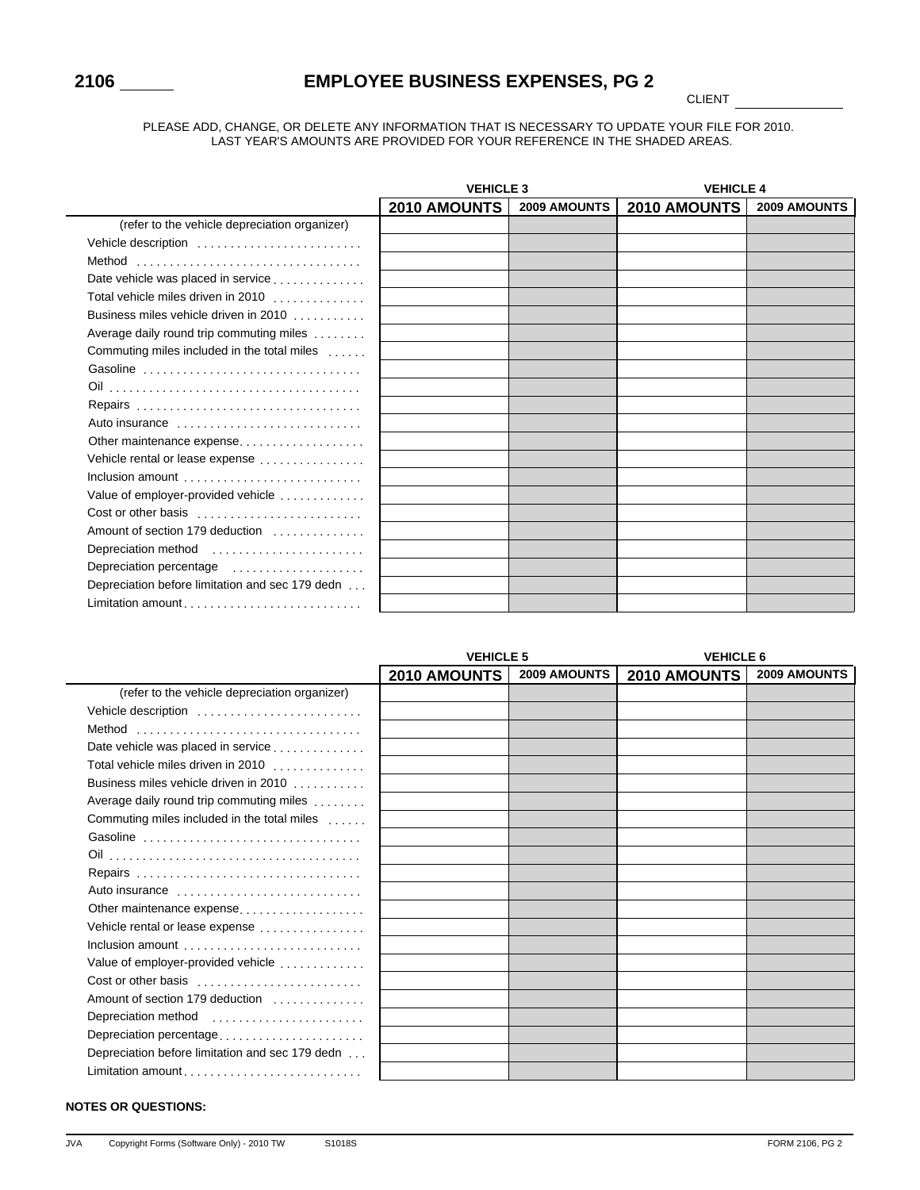# 2106 ______ EMPLOYEE BUSINESS EXPENSES, PG 2

CLIENT ____________

PLEASE ADD, CHANGE, OR DELETE ANY INFORMATION THAT IS NECESSARY TO UPDATE YOUR FILE FOR 2010.
LAST YEAR'S AMOUNTS ARE PROVIDED FOR YOUR REFERENCE IN THE SHADED AREAS.

| | VEHICLE 3 | | VEHICLE 4 | |
|---|---|---|---|---|
| | 2010 AMOUNTS | 2009 AMOUNTS | 2010 AMOUNTS | 2009 AMOUNTS |
| (refer to the vehicle depreciation organizer) | | | | |
| Vehicle description | | | | |
| Method | | | | |
| Date vehicle was placed in service | | | | |
| Total vehicle miles driven in 2010 | | | | |
| Business miles vehicle driven in 2010 | | | | |
| Average daily round trip commuting miles | | | | |
| Commuting miles included in the total miles | | | | |
| Gasoline | | | | |
| Oil | | | | |
| Repairs | | | | |
| Auto insurance | | | | |
| Other maintenance expense | | | | |
| Vehicle rental or lease expense | | | | |
| Inclusion amount | | | | |
| Value of employer-provided vehicle | | | | |
| Cost or other basis | | | | |
| Amount of section 179 deduction | | | | |
| Depreciation method | | | | |
| Depreciation percentage | | | | |
| Depreciation before limitation and sec 179 dedn | | | | |
| Limitation amount | | | | |

| | VEHICLE 5 | | VEHICLE 6 | |
|---|---|---|---|---|
| | 2010 AMOUNTS | 2009 AMOUNTS | 2010 AMOUNTS | 2009 AMOUNTS |
| (refer to the vehicle depreciation organizer) | | | | |
| Vehicle description | | | | |
| Method | | | | |
| Date vehicle was placed in service | | | | |
| Total vehicle miles driven in 2010 | | | | |
| Business miles vehicle driven in 2010 | | | | |
| Average daily round trip commuting miles | | | | |
| Commuting miles included in the total miles | | | | |
| Gasoline | | | | |
| Oil | | | | |
| Repairs | | | | |
| Auto insurance | | | | |
| Other maintenance expense | | | | |
| Vehicle rental or lease expense | | | | |
| Inclusion amount | | | | |
| Value of employer-provided vehicle | | | | |
| Cost or other basis | | | | |
| Amount of section 179 deduction | | | | |
| Depreciation method | | | | |
| Depreciation percentage | | | | |
| Depreciation before limitation and sec 179 dedn | | | | |
| Limitation amount | | | | |

**NOTES OR QUESTIONS:**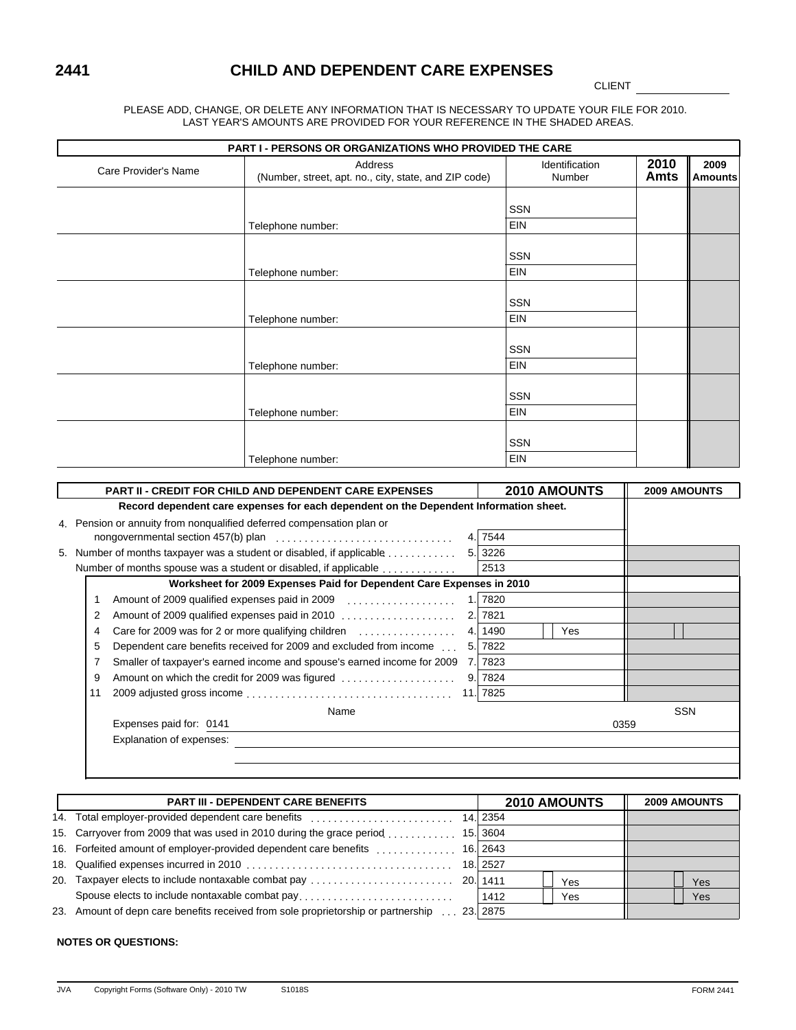# 2441 CHILD AND DEPENDENT CARE EXPENSES

CLIENT ______________

PLEASE ADD, CHANGE, OR DELETE ANY INFORMATION THAT IS NECESSARY TO UPDATE YOUR FILE FOR 2010.
LAST YEAR'S AMOUNTS ARE PROVIDED FOR YOUR REFERENCE IN THE SHADED AREAS.

## PART I - PERSONS OR ORGANIZATIONS WHO PROVIDED THE CARE

| Care Provider's Name | Address (Number, street, apt. no., city, state, and ZIP code) | Identification Number | 2010 Amts | 2009 Amounts |
|---|---|---|---|---|
| | | SSN | | |
| | Telephone number: | EIN | | |
| | | SSN | | |
| | Telephone number: | EIN | | |
| | | SSN | | |
| | Telephone number: | EIN | | |
| | | SSN | | |
| | Telephone number: | EIN | | |
| | | SSN | | |
| | Telephone number: | EIN | | |
| | | SSN | | |
| | Telephone number: | EIN | | |

## PART II - CREDIT FOR CHILD AND DEPENDENT CARE EXPENSES

**Record dependent care expenses for each dependent on the Dependent Information sheet.**

| | | 2010 AMOUNTS | | 2009 AMOUNTS |
|---|---|---|---|---|
| 4. Pension or annuity from nonqualified deferred compensation plan or nongovernmental section 457(b) plan | 4. | 7544 | | |
| 5. Number of months taxpayer was a student or disabled, if applicable | 5. | 3226 | | |
| Number of months spouse was a student or disabled, if applicable | | 2513 | | |

**Worksheet for 2009 Expenses Paid for Dependent Care Expenses in 2010**

| | | | 2010 AMOUNTS | | 2009 AMOUNTS |
|---|---|---|---|---|---|
| 1 | Amount of 2009 qualified expenses paid in 2009 | 1. | 7820 | | |
| 2 | Amount of 2009 qualified expenses paid in 2010 | 2. | 7821 | | |
| 4 | Care for 2009 was for 2 or more qualifying children | 4. | 1490 | Yes | |
| 5 | Dependent care benefits received for 2009 and excluded from income | 5. | 7822 | | |
| 7 | Smaller of taxpayer's earned income and spouse's earned income for 2009 | 7. | 7823 | | |
| 9 | Amount on which the credit for 2009 was figured | 9. | 7824 | | |
| 11 | 2009 adjusted gross income | 11. | 7825 | | |

| | Name | SSN |
|---|---|---|
| Expenses paid for: 0141 | | 0359 |

Explanation of expenses: ______________

## PART III - DEPENDENT CARE BENEFITS

| | | 2010 AMOUNTS | | 2009 AMOUNTS |
|---|---|---|---|---|
| 14. Total employer-provided dependent care benefits | 14. | 2354 | | |
| 15. Carryover from 2009 that was used in 2010 during the grace period | 15. | 3604 | | |
| 16. Forfeited amount of employer-provided dependent care benefits | 16. | 2643 | | |
| 18. Qualified expenses incurred in 2010 | 18. | 2527 | | |
| 20. Taxpayer elects to include nontaxable combat pay | 20. | 1411 | Yes | Yes |
| Spouse elects to include nontaxable combat pay | | 1412 | Yes | Yes |
| 23. Amount of depn care benefits received from sole proprietorship or partnership | 23. | 2875 | | |

**NOTES OR QUESTIONS:**

JVA Copyright Forms (Software Only) - 2010 TW S1018S FORM 2441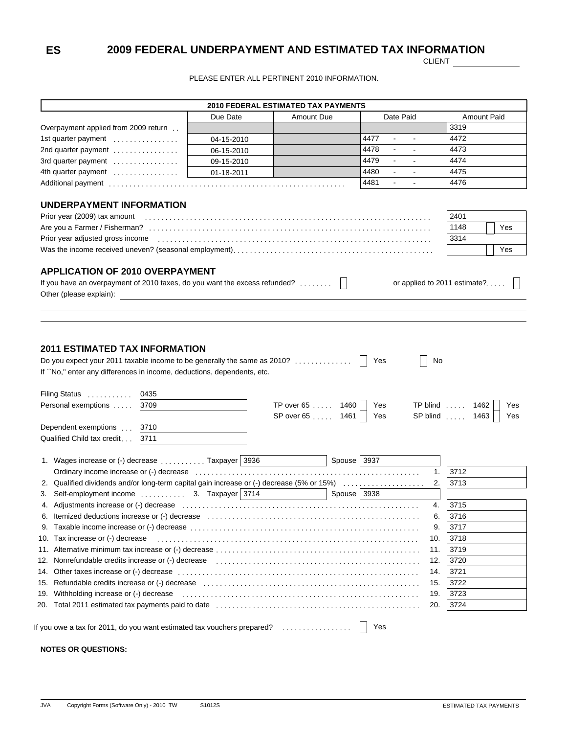**ES**

# 2009 FEDERAL UNDERPAYMENT AND ESTIMATED TAX INFORMATION

CLIENT ______________

PLEASE ENTER ALL PERTINENT 2010 INFORMATION.

| 2010 FEDERAL ESTIMATED TAX PAYMENTS | | | | |
|---|---|---|---|---|
| | Due Date | Amount Due | Date Paid | Amount Paid |
| Overpayment applied from 2009 return | | | | 3319 |
| 1st quarter payment | 04-15-2010 | | 4477 - - | 4472 |
| 2nd quarter payment | 06-15-2010 | | 4478 - - | 4473 |
| 3rd quarter payment | 09-15-2010 | | 4479 - - | 4474 |
| 4th quarter payment | 01-18-2011 | | 4480 - - | 4475 |
| Additional payment | | | 4481 - - | 4476 |

## UNDERPAYMENT INFORMATION

| | |
|---|---|
| Prior year (2009) tax amount | 2401 |
| Are you a Farmer / Fisherman? | 1148 ☐ Yes |
| Prior year adjusted gross income | 3314 |
| Was the income received uneven? (seasonal employment) | ☐ Yes |

## APPLICATION OF 2010 OVERPAYMENT

If you have an overpayment of 2010 taxes, do you want the excess refunded? ☐ or applied to 2011 estimate? ☐

Other (please explain): ______________

## 2011 ESTIMATED TAX INFORMATION

Do you expect your 2011 taxable income to be generally the same as 2010? ☐ Yes ☐ No

If ``No,'' enter any differences in income, deductions, dependents, etc.

Filing Status 0435

Personal exemptions 3709 — TP over 65 1460 ☐ Yes — TP blind 1462 ☐ Yes

SP over 65 1461 ☐ Yes — SP blind 1463 ☐ Yes

Dependent exemptions 3710

Qualified Child tax credit 3711

| | | |
|---|---|---|
| 1. Wages increase or (-) decrease — Taxpayer 3936 — Spouse 3937 | | |
| Ordinary income increase or (-) decrease | 1. | 3712 |
| 2. Qualified dividends and/or long-term capital gain increase or (-) decrease (5% or 15%) | 2. | 3713 |
| 3. Self-employment income — 3. Taxpayer 3714 — Spouse 3938 | | |
| 4. Adjustments increase or (-) decrease | 4. | 3715 |
| 6. Itemized deductions increase or (-) decrease | 6. | 3716 |
| 9. Taxable income increase or (-) decrease | 9. | 3717 |
| 10. Tax increase or (-) decrease | 10. | 3718 |
| 11. Alternative minimum tax increase or (-) decrease | 11. | 3719 |
| 12. Nonrefundable credits increase or (-) decrease | 12. | 3720 |
| 14. Other taxes increase or (-) decrease | 14. | 3721 |
| 15. Refundable credits increase or (-) decrease | 15. | 3722 |
| 19. Withholding increase or (-) decrease | 19. | 3723 |
| 20. Total 2011 estimated tax payments paid to date | 20. | 3724 |

If you owe a tax for 2011, do you want estimated tax vouchers prepared? ☐ Yes

**NOTES OR QUESTIONS:**

JVA Copyright Forms (Software Only) - 2010 TW S1012S ESTIMATED TAX PAYMENTS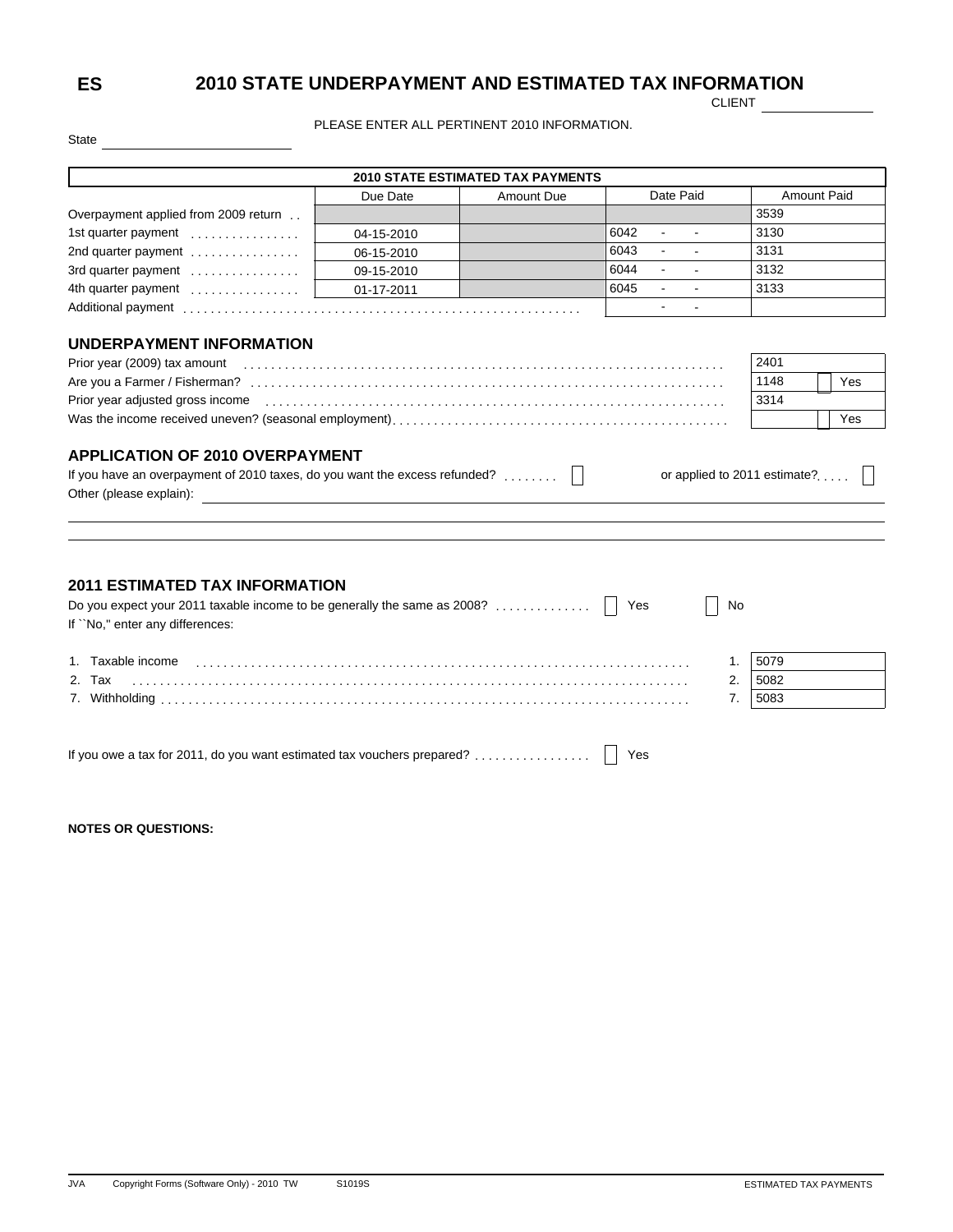# ES 2010 STATE UNDERPAYMENT AND ESTIMATED TAX INFORMATION

CLIENT

PLEASE ENTER ALL PERTINENT 2010 INFORMATION.

State

| 2010 STATE ESTIMATED TAX PAYMENTS | | | | |
|---|---|---|---|---|
| | Due Date | Amount Due | Date Paid | Amount Paid |
| Overpayment applied from 2009 return | | | | 3539 |
| 1st quarter payment | 04-15-2010 | | 6042 - - | 3130 |
| 2nd quarter payment | 06-15-2010 | | 6043 - - | 3131 |
| 3rd quarter payment | 09-15-2010 | | 6044 - - | 3132 |
| 4th quarter payment | 01-17-2011 | | 6045 - - | 3133 |
| Additional payment | | | - - | |

## UNDERPAYMENT INFORMATION

| | |
|---|---|
| Prior year (2009) tax amount | 2401 |
| Are you a Farmer / Fisherman? | 1148 ☐ Yes |
| Prior year adjusted gross income | 3314 |
| Was the income received uneven? (seasonal employment) | ☐ Yes |

## APPLICATION OF 2010 OVERPAYMENT

If you have an overpayment of 2010 taxes, do you want the excess refunded? ☐ or applied to 2011 estimate? ☐

Other (please explain):

## 2011 ESTIMATED TAX INFORMATION

Do you expect your 2011 taxable income to be generally the same as 2008? ☐ Yes ☐ No

If ``No," enter any differences:

| | | |
|---|---|---|
| 1. Taxable income | 1. | 5079 |
| 2. Tax | 2. | 5082 |
| 7. Withholding | 7. | 5083 |

If you owe a tax for 2011, do you want estimated tax vouchers prepared? ☐ Yes

**NOTES OR QUESTIONS:**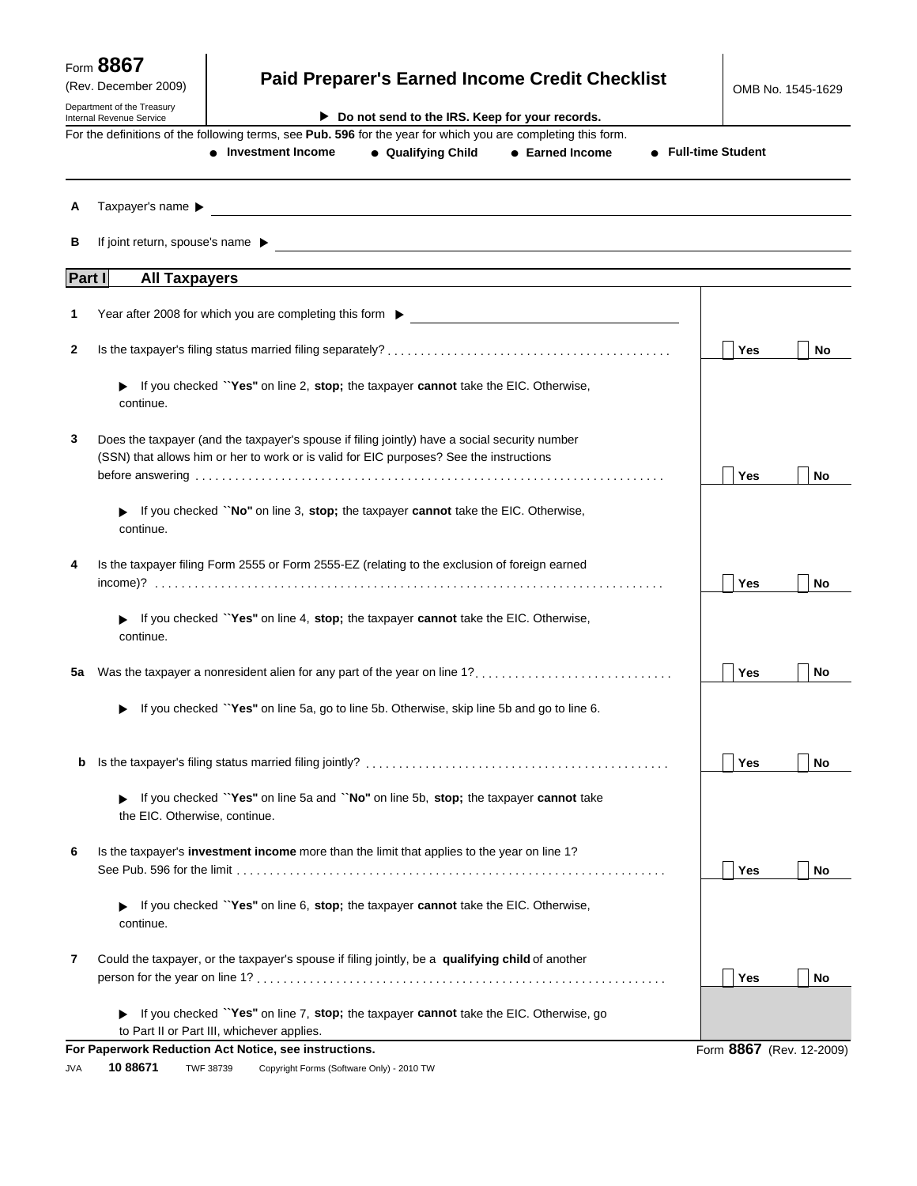Form **8867**
(Rev. December 2009)
Department of the Treasury
Internal Revenue Service

# Paid Preparer's Earned Income Credit Checklist

▶ **Do not send to the IRS. Keep for your records.**

OMB No. 1545-1629

For the definitions of the following terms, see **Pub. 596** for the year for which you are completing this form.

- **Investment Income**
- **Qualifying Child**
- **Earned Income**
- **Full-time Student**

**A** Taxpayer's name ▶ ______________________________

**B** If joint return, spouse's name ▶ ______________________________

## Part I — All Taxpayers

**1** Year after 2008 for which you are completing this form ▶ ______________________________

**2** Is the taxpayer's filing status married filing separately? . . . . . . . . . . ☐ **Yes** ☐ **No**

▶ If you checked **"Yes"** on line 2, **stop;** the taxpayer **cannot** take the EIC. Otherwise, continue.

**3** Does the taxpayer (and the taxpayer's spouse if filing jointly) have a social security number (SSN) that allows him or her to work or is valid for EIC purposes? See the instructions before answering . . . . . . . . . . ☐ **Yes** ☐ **No**

▶ If you checked **"No"** on line 3, **stop;** the taxpayer **cannot** take the EIC. Otherwise, continue.

**4** Is the taxpayer filing Form 2555 or Form 2555-EZ (relating to the exclusion of foreign earned income)? . . . . . . . . . . ☐ **Yes** ☐ **No**

▶ If you checked **"Yes"** on line 4, **stop;** the taxpayer **cannot** take the EIC. Otherwise, continue.

**5a** Was the taxpayer a nonresident alien for any part of the year on line 1? . . . . . . . . . . ☐ **Yes** ☐ **No**

▶ If you checked **"Yes"** on line 5a, go to line 5b. Otherwise, skip line 5b and go to line 6.

**b** Is the taxpayer's filing status married filing jointly? . . . . . . . . . . ☐ **Yes** ☐ **No**

▶ If you checked **"Yes"** on line 5a and **"No"** on line 5b, **stop;** the taxpayer **cannot** take the EIC. Otherwise, continue.

**6** Is the taxpayer's **investment income** more than the limit that applies to the year on line 1? See Pub. 596 for the limit . . . . . . . . . . ☐ **Yes** ☐ **No**

▶ If you checked **"Yes"** on line 6, **stop;** the taxpayer **cannot** take the EIC. Otherwise, continue.

**7** Could the taxpayer, or the taxpayer's spouse if filing jointly, be a **qualifying child** of another person for the year on line 1? . . . . . . . . . . ☐ **Yes** ☐ **No**

▶ If you checked **"Yes"** on line 7, **stop;** the taxpayer **cannot** take the EIC. Otherwise, go to Part II or Part III, whichever applies.

**For Paperwork Reduction Act Notice, see instructions.** Form **8867** (Rev. 12-2009)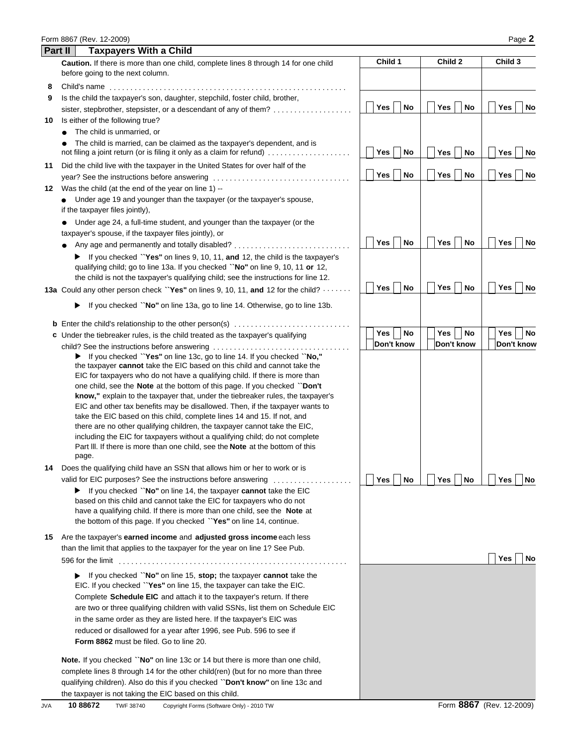Form 8867 (Rev. 12-2009) Page **2**

## Part II Taxpayers With a Child

| | **Caution.** If there is more than one child, complete lines 8 through 14 for one child before going to the next column. | Child 1 | Child 2 | Child 3 |
|---|---|---|---|---|
| **8** | Child's name | | | |
| **9** | Is the child the taxpayer's son, daughter, stepchild, foster child, brother, sister, stepbrother, stepsister, or a descendant of any of them? | Yes / No | Yes / No | Yes / No |
| **10** | Is either of the following true?<br>● The child is unmarried, or<br>● The child is married, can be claimed as the taxpayer's dependent, and is not filing a joint return (or is filing it only as a claim for refund) | Yes / No | Yes / No | Yes / No |
| **11** | Did the child live with the taxpayer in the United States for over half of the year? See the instructions before answering | Yes / No | Yes / No | Yes / No |
| **12** | Was the child (at the end of the year on line 1) --<br>● Under age 19 and younger than the taxpayer (or the taxpayer's spouse, if the taxpayer files jointly),<br>● Under age 24, a full-time student, and younger than the taxpayer (or the taxpayer's spouse, if the taxpayer files jointly), or<br>● Any age and permanently and totally disabled? | Yes / No | Yes / No | Yes / No |
| | ▶ If you checked **"Yes"** on lines 9, 10, 11, **and** 12, the child is the taxpayer's qualifying child; go to line 13a. If you checked **"No"** on line 9, 10, 11 **or** 12, the child is not the taxpayer's qualifying child; see the instructions for line 12. | | | |
| **13a** | Could any other person check **"Yes"** on lines 9, 10, 11, **and** 12 for the child? | Yes / No | Yes / No | Yes / No |
| | ▶ If you checked **"No"** on line 13a, go to line 14. Otherwise, go to line 13b. | | | |
| **b** | Enter the child's relationship to the other person(s) | | | |
| **c** | Under the tiebreaker rules, is the child treated as the taxpayer's qualifying child? See the instructions before answering | Yes / No / Don't know | Yes / No / Don't know | Yes / No / Don't know |
| | ▶ If you checked **"Yes"** on line 13c, go to line 14. If you checked **"No,"** the taxpayer **cannot** take the EIC based on this child and cannot take the EIC for taxpayers who do not have a qualifying child. If there is more than one child, see the **Note** at the bottom of this page. If you checked **"Don't know,"** explain to the taxpayer that, under the tiebreaker rules, the taxpayer's EIC and other tax benefits may be disallowed. Then, if the taxpayer wants to take the EIC based on this child, complete lines 14 and 15. If not, and there are no other qualifying children, the taxpayer cannot take the EIC, including the EIC for taxpayers without a qualifying child; do not complete Part III. If there is more than one child, see the **Note** at the bottom of this page. | | | |
| **14** | Does the qualifying child have an SSN that allows him or her to work or is valid for EIC purposes? See the instructions before answering | Yes / No | Yes / No | Yes / No |
| | ▶ If you checked **"No"** on line 14, the taxpayer **cannot** take the EIC based on this child and cannot take the EIC for taxpayers who do not have a qualifying child. If there is more than one child, see the **Note** at the bottom of this page. If you checked **"Yes"** on line 14, continue. | | | |
| **15** | Are the taxpayer's **earned income** and **adjusted gross income** each less than the limit that applies to the taxpayer for the year on line 1? See Pub. 596 for the limit | | | Yes / No |

▶ If you checked **"No"** on line 15, **stop;** the taxpayer **cannot** take the EIC. If you checked **"Yes"** on line 15, the taxpayer can take the EIC. Complete **Schedule EIC** and attach it to the taxpayer's return. If there are two or three qualifying children with valid SSNs, list them on Schedule EIC in the same order as they are listed here. If the taxpayer's EIC was reduced or disallowed for a year after 1996, see Pub. 596 to see if **Form 8862** must be filed. Go to line 20.

**Note.** If you checked **"No"** on line 13c or 14 but there is more than one child, complete lines 8 through 14 for the other child(ren) (but for no more than three qualifying children). Also do this if you checked **"Don't know"** on line 13c and the taxpayer is not taking the EIC based on this child.

JVA **10 88672** TWF 38740 Copyright Forms (Software Only) - 2010 TW Form **8867** (Rev. 12-2009)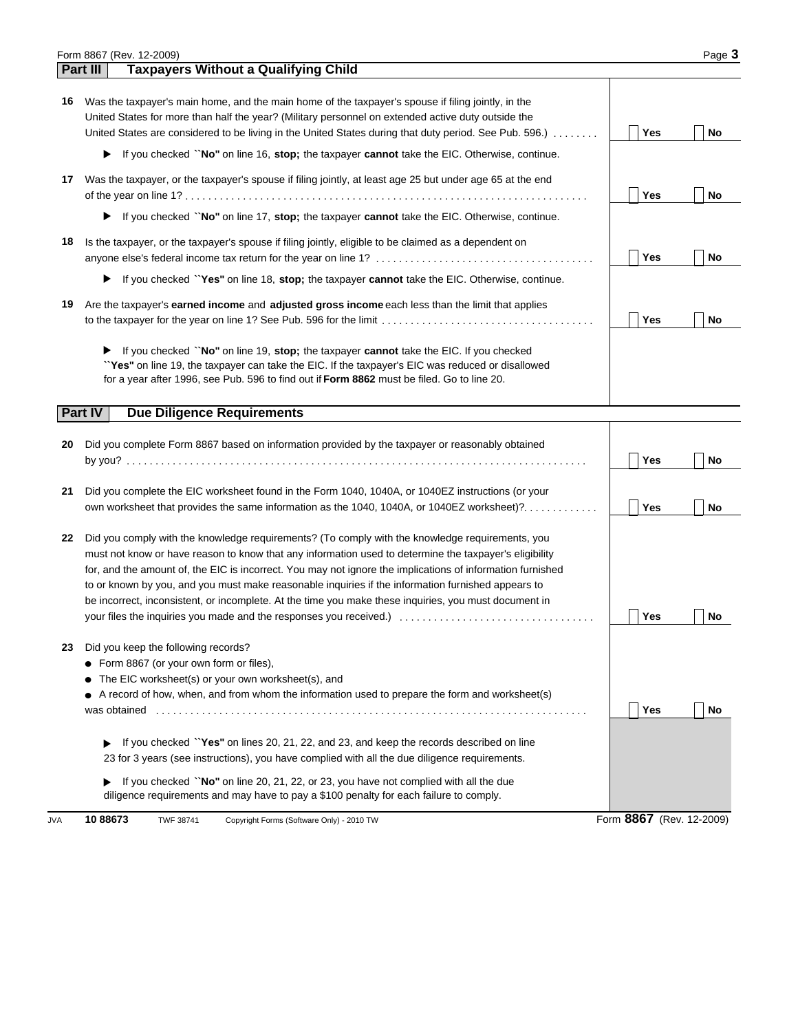## Part III — Taxpayers Without a Qualifying Child

**16** Was the taxpayer's main home, and the main home of the taxpayer's spouse if filing jointly, in the United States for more than half the year? (Military personnel on extended active duty outside the United States are considered to be living in the United States during that duty period. See Pub. 596.) . . . . . . . . ☐ **Yes** ☐ **No**

▶ If you checked **"No"** on line 16, **stop;** the taxpayer **cannot** take the EIC. Otherwise, continue.

**17** Was the taxpayer, or the taxpayer's spouse if filing jointly, at least age 25 but under age 65 at the end of the year on line 1? . . . . . . . . . . . . . . . . . . . . . . . . . . . . . . . . . . . . . . . . . . . . . . . . . . . . . . . . . . . . . . . . . . . . . . . . ☐ **Yes** ☐ **No**

▶ If you checked **"No"** on line 17, **stop;** the taxpayer **cannot** take the EIC. Otherwise, continue.

**18** Is the taxpayer, or the taxpayer's spouse if filing jointly, eligible to be claimed as a dependent on anyone else's federal income tax return for the year on line 1? . . . . . . . . . . . . . . . . . . . . . . . . . . . . . . . . . . . . . . ☐ **Yes** ☐ **No**

▶ If you checked **"Yes"** on line 18, **stop;** the taxpayer **cannot** take the EIC. Otherwise, continue.

**19** Are the taxpayer's **earned income** and **adjusted gross income** each less than the limit that applies to the taxpayer for the year on line 1? See Pub. 596 for the limit . . . . . . . . . . . . . . . . . . . . . . . . . . . . . . . . . . . . . ☐ **Yes** ☐ **No**

▶ If you checked **"No"** on line 19, **stop;** the taxpayer **cannot** take the EIC. If you checked **"Yes"** on line 19, the taxpayer can take the EIC. If the taxpayer's EIC was reduced or disallowed for a year after 1996, see Pub. 596 to find out if **Form 8862** must be filed. Go to line 20.

## Part IV — Due Diligence Requirements

**20** Did you complete Form 8867 based on information provided by the taxpayer or reasonably obtained by you? . . . . . . . . . . . . . . . . . . . . . . . . . . . . . . . . . . . . . . . . . . . . . . . . . . . . . . . . . . . . . . . . . . . . . . . . . . . . . . . ☐ **Yes** ☐ **No**

**21** Did you complete the EIC worksheet found in the Form 1040, 1040A, or 1040EZ instructions (or your own worksheet that provides the same information as the 1040, 1040A, or 1040EZ worksheet)?. . . . . . . . . . . . ☐ **Yes** ☐ **No**

**22** Did you comply with the knowledge requirements? (To comply with the knowledge requirements, you must not know or have reason to know that any information used to determine the taxpayer's eligibility for, and the amount of, the EIC is incorrect. You may not ignore the implications of information furnished to or known by you, and you must make reasonable inquiries if the information furnished appears to be incorrect, inconsistent, or incomplete. At the time you make these inquiries, you must document in your files the inquiries you made and the responses you received.) . . . . . . . . . . . . . . . . . . . . . . . . . . . . . . . . . ☐ **Yes** ☐ **No**

**23** Did you keep the following records?

- Form 8867 (or your own form or files),
- The EIC worksheet(s) or your own worksheet(s), and
- A record of how, when, and from whom the information used to prepare the form and worksheet(s) was obtained . . . . . . . . . . . . . . . . . . . . . . . . . . . . . . . . . . . . . . . . . . . . . . . . . . . . . . . . . . . . . . . . . . . . . . . . . . ☐ **Yes** ☐ **No**

▶ If you checked **"Yes"** on lines 20, 21, 22, and 23, and keep the records described on line 23 for 3 years (see instructions), you have complied with all the due diligence requirements.

▶ If you checked **"No"** on line 20, 21, 22, or 23, you have not complied with all the due diligence requirements and may have to pay a $100 penalty for each failure to comply.

JVA **10 88673** TWF 38741 Copyright Forms (Software Only) - 2010 TW Form **8867** (Rev. 12-2009)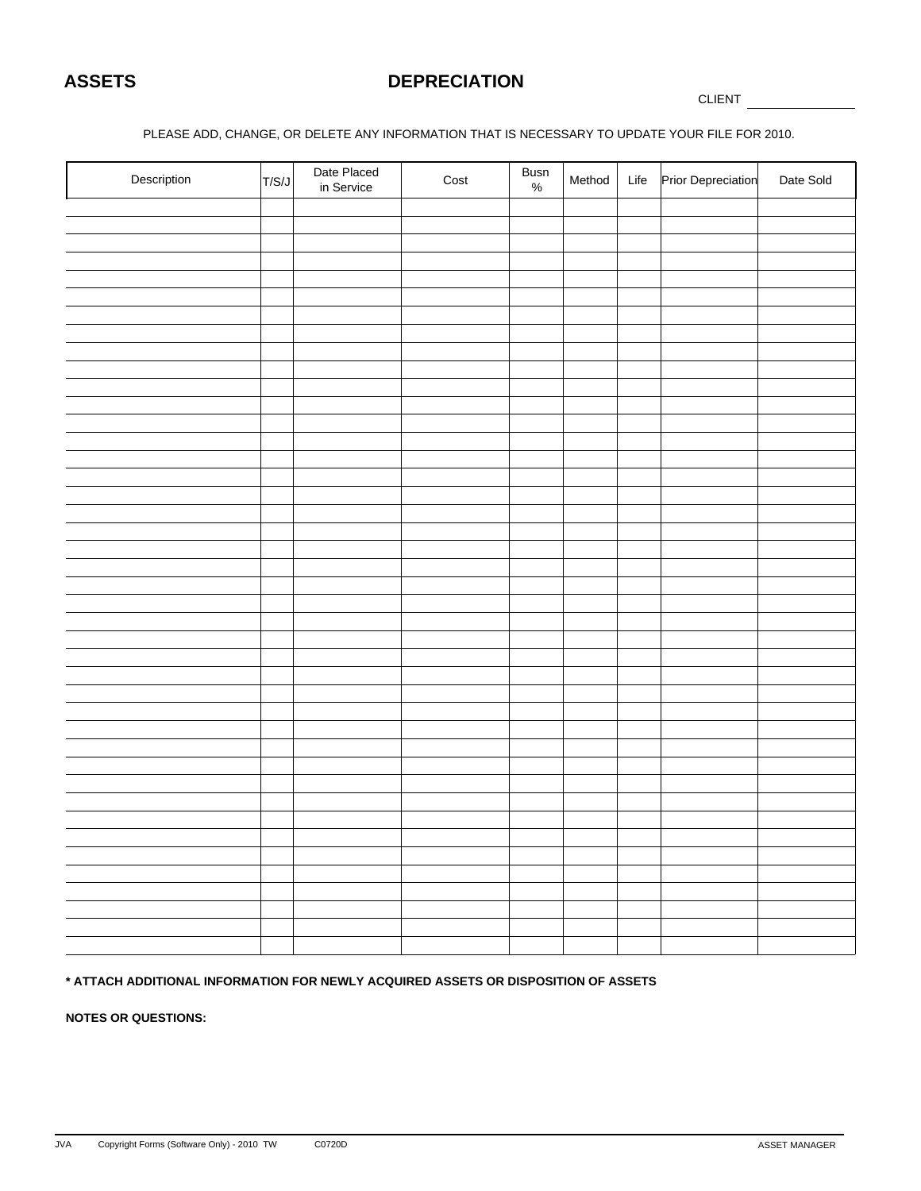**ASSETS** **DEPRECIATION**

CLIENT ______________

PLEASE ADD, CHANGE, OR DELETE ANY INFORMATION THAT IS NECESSARY TO UPDATE YOUR FILE FOR 2010.

| Description | T/S/J | Date Placed in Service | Cost | Busn % | Method | Life | Prior Depreciation | Date Sold |
|---|---|---|---|---|---|---|---|---|
| | | | | | | | | |
| | | | | | | | | |
| | | | | | | | | |
| | | | | | | | | |
| | | | | | | | | |
| | | | | | | | | |
| | | | | | | | | |
| | | | | | | | | |
| | | | | | | | | |
| | | | | | | | | |
| | | | | | | | | |
| | | | | | | | | |
| | | | | | | | | |
| | | | | | | | | |
| | | | | | | | | |
| | | | | | | | | |
| | | | | | | | | |
| | | | | | | | | |
| | | | | | | | | |
| | | | | | | | | |
| | | | | | | | | |
| | | | | | | | | |
| | | | | | | | | |
| | | | | | | | | |
| | | | | | | | | |
| | | | | | | | | |
| | | | | | | | | |
| | | | | | | | | |
| | | | | | | | | |
| | | | | | | | | |
| | | | | | | | | |
| | | | | | | | | |
| | | | | | | | | |
| | | | | | | | | |
| | | | | | | | | |
| | | | | | | | | |
| | | | | | | | | |
| | | | | | | | | |
| | | | | | | | | |
| | | | | | | | | |
| | | | | | | | | |
| | | | | | | | | |

**\* ATTACH ADDITIONAL INFORMATION FOR NEWLY ACQUIRED ASSETS OR DISPOSITION OF ASSETS**

**NOTES OR QUESTIONS:**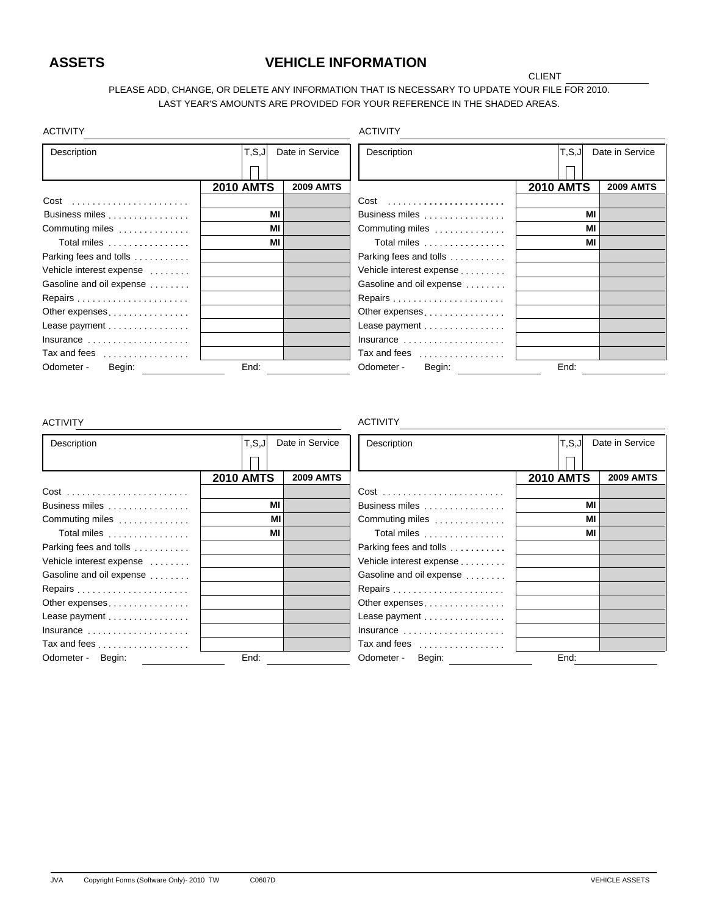# ASSETS — VEHICLE INFORMATION

CLIENT \_\_\_\_\_\_\_\_\_\_\_\_\_\_\_

PLEASE ADD, CHANGE, OR DELETE ANY INFORMATION THAT IS NECESSARY TO UPDATE YOUR FILE FOR 2010.
LAST YEAR'S AMOUNTS ARE PROVIDED FOR YOUR REFERENCE IN THE SHADED AREAS.

ACTIVITY \_\_\_\_\_\_\_\_\_\_\_\_\_\_\_

| Description | T,S,J | Date in Service |
|---|---|---|
| | | |

| | 2010 AMTS | 2009 AMTS |
|---|---|---|
| Cost | | |
| Business miles | MI | |
| Commuting miles | MI | |
| Total miles | MI | |
| Parking fees and tolls | | |
| Vehicle interest expense | | |
| Gasoline and oil expense | | |
| Repairs | | |
| Other expenses | | |
| Lease payment | | |
| Insurance | | |
| Tax and fees | | |

Odometer - Begin: \_\_\_\_\_\_\_\_\_\_ End: \_\_\_\_\_\_\_\_\_\_

ACTIVITY \_\_\_\_\_\_\_\_\_\_\_\_\_\_\_

| Description | T,S,J | Date in Service |
|---|---|---|
| | | |

| | 2010 AMTS | 2009 AMTS |
|---|---|---|
| Cost | | |
| Business miles | MI | |
| Commuting miles | MI | |
| Total miles | MI | |
| Parking fees and tolls | | |
| Vehicle interest expense | | |
| Gasoline and oil expense | | |
| Repairs | | |
| Other expenses | | |
| Lease payment | | |
| Insurance | | |
| Tax and fees | | |

Odometer - Begin: \_\_\_\_\_\_\_\_\_\_ End: \_\_\_\_\_\_\_\_\_\_

ACTIVITY \_\_\_\_\_\_\_\_\_\_\_\_\_\_\_

| Description | T,S,J | Date in Service |
|---|---|---|
| | | |

| | 2010 AMTS | 2009 AMTS |
|---|---|---|
| Cost | | |
| Business miles | MI | |
| Commuting miles | MI | |
| Total miles | MI | |
| Parking fees and tolls | | |
| Vehicle interest expense | | |
| Gasoline and oil expense | | |
| Repairs | | |
| Other expenses | | |
| Lease payment | | |
| Insurance | | |
| Tax and fees | | |

Odometer - Begin: \_\_\_\_\_\_\_\_\_\_ End: \_\_\_\_\_\_\_\_\_\_

ACTIVITY \_\_\_\_\_\_\_\_\_\_\_\_\_\_\_

| Description | T,S,J | Date in Service |
|---|---|---|
| | | |

| | 2010 AMTS | 2009 AMTS |
|---|---|---|
| Cost | | |
| Business miles | MI | |
| Commuting miles | MI | |
| Total miles | MI | |
| Parking fees and tolls | | |
| Vehicle interest expense | | |
| Gasoline and oil expense | | |
| Repairs | | |
| Other expenses | | |
| Lease payment | | |
| Insurance | | |
| Tax and fees | | |

Odometer - Begin: \_\_\_\_\_\_\_\_\_\_ End: \_\_\_\_\_\_\_\_\_\_

JVA Copyright Forms (Software Only)- 2010 TW C0607D VEHICLE ASSETS